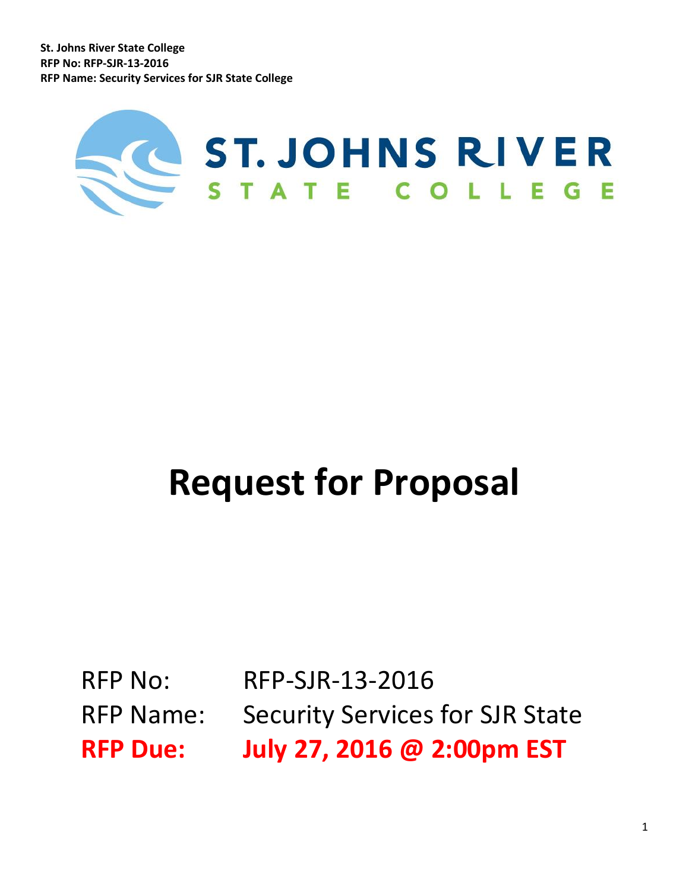St. Johns River State College
RFP No: RFP-SJR-13-2016
RFP Name: Security Services for SJR State College

ST. JOHNS RIVER
STATE COLLEGE

# Request for Proposal

RFP No: RFP-SJR-13-2016
RFP Name: Security Services for SJR State
**RFP Due: July 27, 2016 @ 2:00pm EST**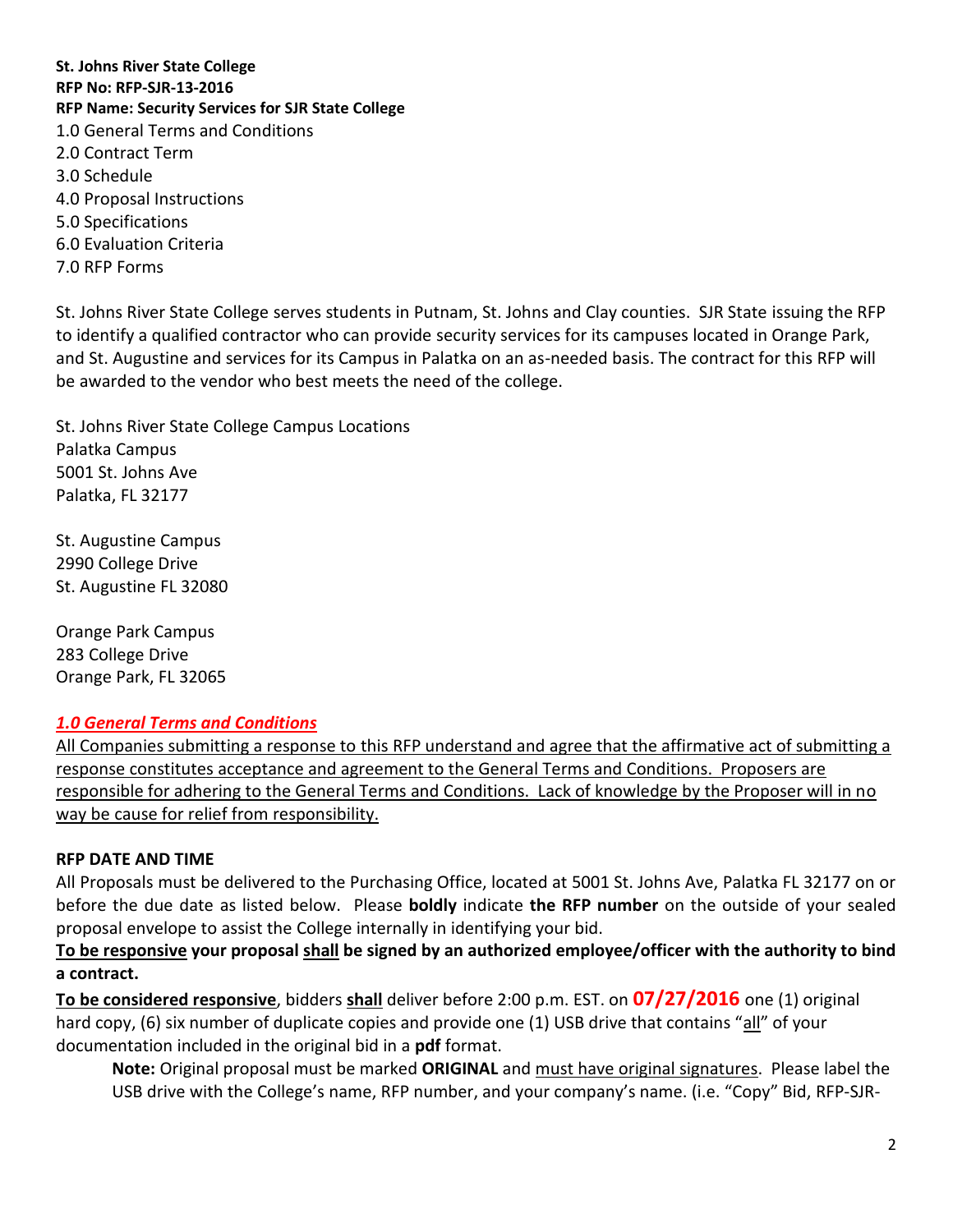**St. Johns River State College**
**RFP No: RFP-SJR-13-2016**
**RFP Name: Security Services for SJR State College**

1.0 General Terms and Conditions
2.0 Contract Term
3.0 Schedule
4.0 Proposal Instructions
5.0 Specifications
6.0 Evaluation Criteria
7.0 RFP Forms

St. Johns River State College serves students in Putnam, St. Johns and Clay counties. SJR State issuing the RFP to identify a qualified contractor who can provide security services for its campuses located in Orange Park, and St. Augustine and services for its Campus in Palatka on an as-needed basis. The contract for this RFP will be awarded to the vendor who best meets the need of the college.

St. Johns River State College Campus Locations
Palatka Campus
5001 St. Johns Ave
Palatka, FL 32177

St. Augustine Campus
2990 College Drive
St. Augustine FL 32080

Orange Park Campus
283 College Drive
Orange Park, FL 32065

## *1.0 General Terms and Conditions*

All Companies submitting a response to this RFP understand and agree that the affirmative act of submitting a response constitutes acceptance and agreement to the General Terms and Conditions. Proposers are responsible for adhering to the General Terms and Conditions. Lack of knowledge by the Proposer will in no way be cause for relief from responsibility.

**RFP DATE AND TIME**

All Proposals must be delivered to the Purchasing Office, located at 5001 St. Johns Ave, Palatka FL 32177 on or before the due date as listed below. Please **boldly** indicate **the RFP number** on the outside of your sealed proposal envelope to assist the College internally in identifying your bid.

**To be responsive your proposal shall be signed by an authorized employee/officer with the authority to bind a contract.**

**To be considered responsive**, bidders **shall** deliver before 2:00 p.m. EST. on **07/27/2016** one (1) original hard copy, (6) six number of duplicate copies and provide one (1) USB drive that contains "all" of your documentation included in the original bid in a **pdf** format.

> **Note:** Original proposal must be marked **ORIGINAL** and must have original signatures. Please label the USB drive with the College's name, RFP number, and your company's name. (i.e. "Copy" Bid, RFP-SJR-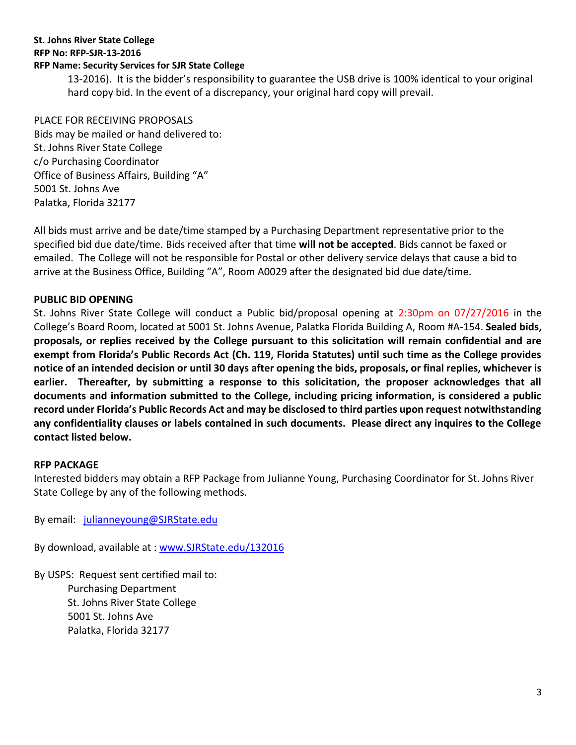13-2016). It is the bidder's responsibility to guarantee the USB drive is 100% identical to your original hard copy bid. In the event of a discrepancy, your original hard copy will prevail.

PLACE FOR RECEIVING PROPOSALS
Bids may be mailed or hand delivered to:
St. Johns River State College
c/o Purchasing Coordinator
Office of Business Affairs, Building "A"
5001 St. Johns Ave
Palatka, Florida 32177

All bids must arrive and be date/time stamped by a Purchasing Department representative prior to the specified bid due date/time. Bids received after that time **will not be accepted**. Bids cannot be faxed or emailed. The College will not be responsible for Postal or other delivery service delays that cause a bid to arrive at the Business Office, Building "A", Room A0029 after the designated bid due date/time.

**PUBLIC BID OPENING**

St. Johns River State College will conduct a Public bid/proposal opening at 2:30pm on 07/27/2016 in the College's Board Room, located at 5001 St. Johns Avenue, Palatka Florida Building A, Room #A-154. **Sealed bids, proposals, or replies received by the College pursuant to this solicitation will remain confidential and are exempt from Florida's Public Records Act (Ch. 119, Florida Statutes) until such time as the College provides notice of an intended decision or until 30 days after opening the bids, proposals, or final replies, whichever is earlier. Thereafter, by submitting a response to this solicitation, the proposer acknowledges that all documents and information submitted to the College, including pricing information, is considered a public record under Florida's Public Records Act and may be disclosed to third parties upon request notwithstanding any confidentiality clauses or labels contained in such documents. Please direct any inquires to the College contact listed below.**

**RFP PACKAGE**

Interested bidders may obtain a RFP Package from Julianne Young, Purchasing Coordinator for St. Johns River State College by any of the following methods.

By email: [julianneyoung@SJRState.edu](mailto:julianneyoung@SJRState.edu)

By download, available at : [www.SJRState.edu/132016](http://www.SJRState.edu/132016)

By USPS: Request sent certified mail to:
Purchasing Department
St. Johns River State College
5001 St. Johns Ave
Palatka, Florida 32177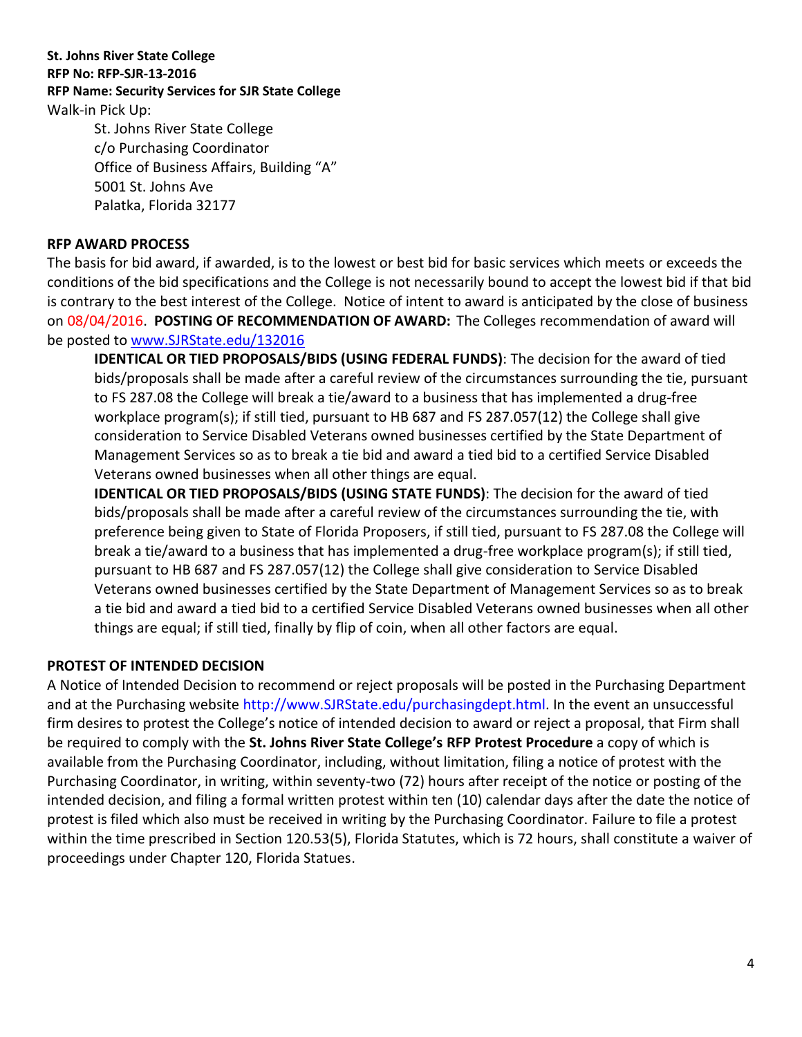**St. Johns River State College**
**RFP No: RFP-SJR-13-2016**
**RFP Name: Security Services for SJR State College**

Walk-in Pick Up:

St. Johns River State College
c/o Purchasing Coordinator
Office of Business Affairs, Building "A"
5001 St. Johns Ave
Palatka, Florida 32177

**RFP AWARD PROCESS**

The basis for bid award, if awarded, is to the lowest or best bid for basic services which meets or exceeds the conditions of the bid specifications and the College is not necessarily bound to accept the lowest bid if that bid is contrary to the best interest of the College. Notice of intent to award is anticipated by the close of business on 08/04/2016. **POSTING OF RECOMMENDATION OF AWARD:** The Colleges recommendation of award will be posted to [www.SJRState.edu/132016](www.SJRState.edu/132016)

**IDENTICAL OR TIED PROPOSALS/BIDS (USING FEDERAL FUNDS)**: The decision for the award of tied bids/proposals shall be made after a careful review of the circumstances surrounding the tie, pursuant to FS 287.08 the College will break a tie/award to a business that has implemented a drug-free workplace program(s); if still tied, pursuant to HB 687 and FS 287.057(12) the College shall give consideration to Service Disabled Veterans owned businesses certified by the State Department of Management Services so as to break a tie bid and award a tied bid to a certified Service Disabled Veterans owned businesses when all other things are equal.

**IDENTICAL OR TIED PROPOSALS/BIDS (USING STATE FUNDS)**: The decision for the award of tied bids/proposals shall be made after a careful review of the circumstances surrounding the tie, with preference being given to State of Florida Proposers, if still tied, pursuant to FS 287.08 the College will break a tie/award to a business that has implemented a drug-free workplace program(s); if still tied, pursuant to HB 687 and FS 287.057(12) the College shall give consideration to Service Disabled Veterans owned businesses certified by the State Department of Management Services so as to break a tie bid and award a tied bid to a certified Service Disabled Veterans owned businesses when all other things are equal; if still tied, finally by flip of coin, when all other factors are equal.

**PROTEST OF INTENDED DECISION**

A Notice of Intended Decision to recommend or reject proposals will be posted in the Purchasing Department and at the Purchasing website http://www.SJRState.edu/purchasingdept.html. In the event an unsuccessful firm desires to protest the College's notice of intended decision to award or reject a proposal, that Firm shall be required to comply with the **St. Johns River State College's RFP Protest Procedure** a copy of which is available from the Purchasing Coordinator, including, without limitation, filing a notice of protest with the Purchasing Coordinator, in writing, within seventy-two (72) hours after receipt of the notice or posting of the intended decision, and filing a formal written protest within ten (10) calendar days after the date the notice of protest is filed which also must be received in writing by the Purchasing Coordinator. Failure to file a protest within the time prescribed in Section 120.53(5), Florida Statutes, which is 72 hours, shall constitute a waiver of proceedings under Chapter 120, Florida Statues.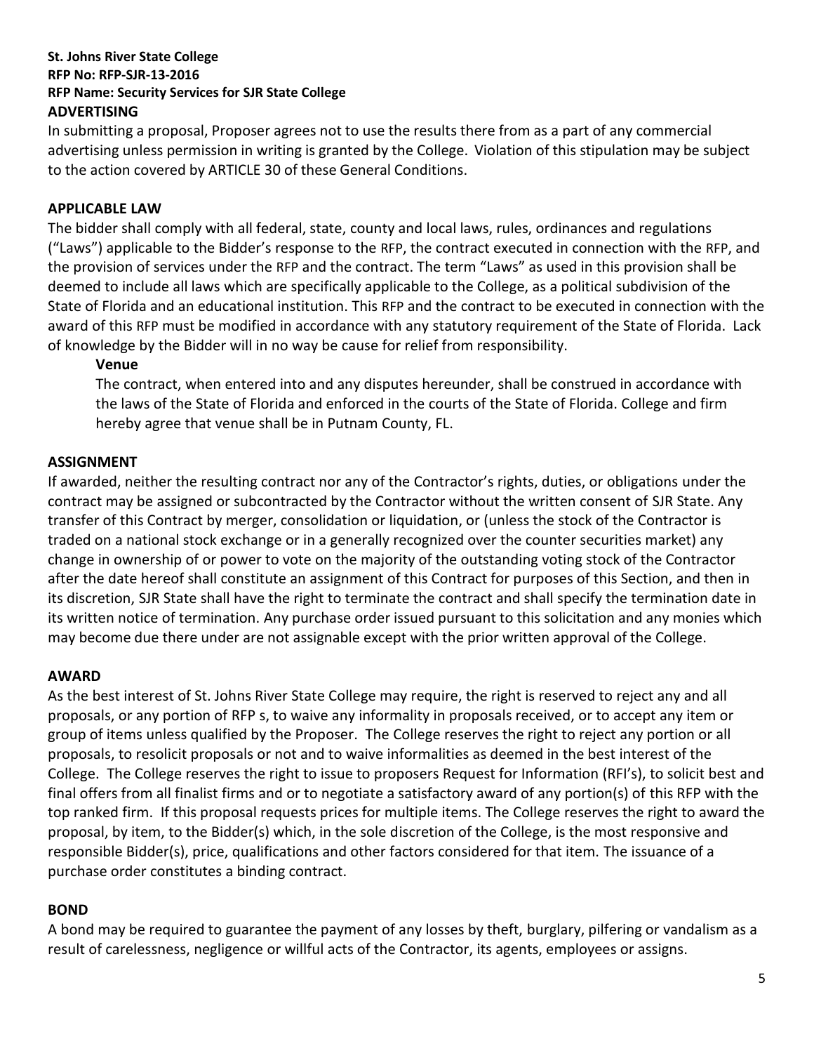**St. Johns River State College**
**RFP No: RFP-SJR-13-2016**
**RFP Name: Security Services for SJR State College**

## ADVERTISING

In submitting a proposal, Proposer agrees not to use the results there from as a part of any commercial advertising unless permission in writing is granted by the College. Violation of this stipulation may be subject to the action covered by ARTICLE 30 of these General Conditions.

## APPLICABLE LAW

The bidder shall comply with all federal, state, county and local laws, rules, ordinances and regulations ("Laws") applicable to the Bidder's response to the RFP, the contract executed in connection with the RFP, and the provision of services under the RFP and the contract. The term "Laws" as used in this provision shall be deemed to include all laws which are specifically applicable to the College, as a political subdivision of the State of Florida and an educational institution. This RFP and the contract to be executed in connection with the award of this RFP must be modified in accordance with any statutory requirement of the State of Florida. Lack of knowledge by the Bidder will in no way be cause for relief from responsibility.

### Venue

The contract, when entered into and any disputes hereunder, shall be construed in accordance with the laws of the State of Florida and enforced in the courts of the State of Florida. College and firm hereby agree that venue shall be in Putnam County, FL.

## ASSIGNMENT

If awarded, neither the resulting contract nor any of the Contractor's rights, duties, or obligations under the contract may be assigned or subcontracted by the Contractor without the written consent of SJR State. Any transfer of this Contract by merger, consolidation or liquidation, or (unless the stock of the Contractor is traded on a national stock exchange or in a generally recognized over the counter securities market) any change in ownership of or power to vote on the majority of the outstanding voting stock of the Contractor after the date hereof shall constitute an assignment of this Contract for purposes of this Section, and then in its discretion, SJR State shall have the right to terminate the contract and shall specify the termination date in its written notice of termination. Any purchase order issued pursuant to this solicitation and any monies which may become due there under are not assignable except with the prior written approval of the College.

## AWARD

As the best interest of St. Johns River State College may require, the right is reserved to reject any and all proposals, or any portion of RFP s, to waive any informality in proposals received, or to accept any item or group of items unless qualified by the Proposer. The College reserves the right to reject any portion or all proposals, to resolicit proposals or not and to waive informalities as deemed in the best interest of the College. The College reserves the right to issue to proposers Request for Information (RFI's), to solicit best and final offers from all finalist firms and or to negotiate a satisfactory award of any portion(s) of this RFP with the top ranked firm. If this proposal requests prices for multiple items. The College reserves the right to award the proposal, by item, to the Bidder(s) which, in the sole discretion of the College, is the most responsive and responsible Bidder(s), price, qualifications and other factors considered for that item. The issuance of a purchase order constitutes a binding contract.

## BOND

A bond may be required to guarantee the payment of any losses by theft, burglary, pilfering or vandalism as a result of carelessness, negligence or willful acts of the Contractor, its agents, employees or assigns.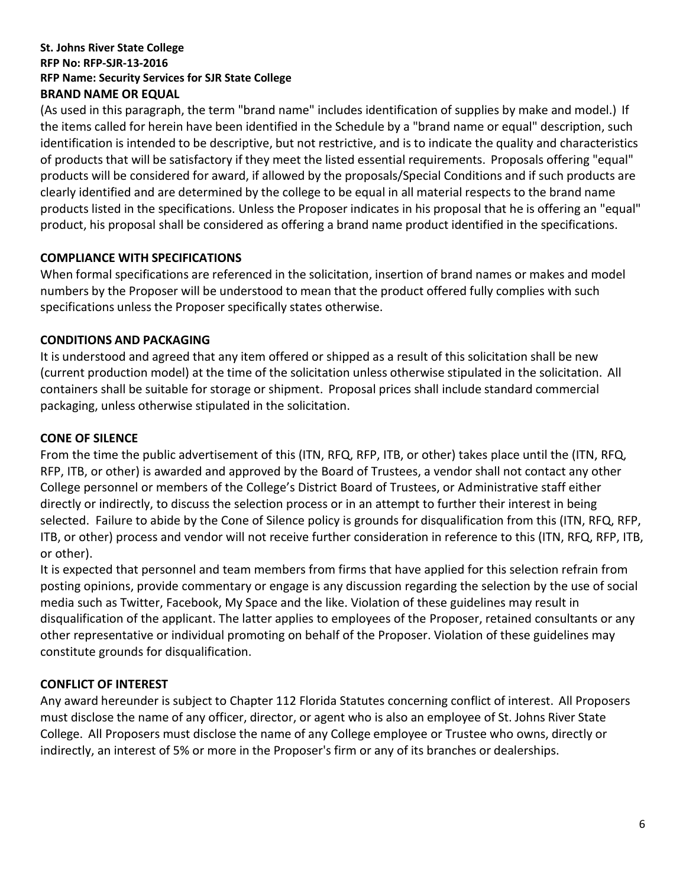**St. Johns River State College**
**RFP No: RFP-SJR-13-2016**
**RFP Name: Security Services for SJR State College**

## BRAND NAME OR EQUAL

(As used in this paragraph, the term "brand name" includes identification of supplies by make and model.) If the items called for herein have been identified in the Schedule by a "brand name or equal" description, such identification is intended to be descriptive, but not restrictive, and is to indicate the quality and characteristics of products that will be satisfactory if they meet the listed essential requirements. Proposals offering "equal" products will be considered for award, if allowed by the proposals/Special Conditions and if such products are clearly identified and are determined by the college to be equal in all material respects to the brand name products listed in the specifications. Unless the Proposer indicates in his proposal that he is offering an "equal" product, his proposal shall be considered as offering a brand name product identified in the specifications.

## COMPLIANCE WITH SPECIFICATIONS

When formal specifications are referenced in the solicitation, insertion of brand names or makes and model numbers by the Proposer will be understood to mean that the product offered fully complies with such specifications unless the Proposer specifically states otherwise.

## CONDITIONS AND PACKAGING

It is understood and agreed that any item offered or shipped as a result of this solicitation shall be new (current production model) at the time of the solicitation unless otherwise stipulated in the solicitation. All containers shall be suitable for storage or shipment. Proposal prices shall include standard commercial packaging, unless otherwise stipulated in the solicitation.

## CONE OF SILENCE

From the time the public advertisement of this (ITN, RFQ, RFP, ITB, or other) takes place until the (ITN, RFQ, RFP, ITB, or other) is awarded and approved by the Board of Trustees, a vendor shall not contact any other College personnel or members of the College's District Board of Trustees, or Administrative staff either directly or indirectly, to discuss the selection process or in an attempt to further their interest in being selected. Failure to abide by the Cone of Silence policy is grounds for disqualification from this (ITN, RFQ, RFP, ITB, or other) process and vendor will not receive further consideration in reference to this (ITN, RFQ, RFP, ITB, or other).

It is expected that personnel and team members from firms that have applied for this selection refrain from posting opinions, provide commentary or engage is any discussion regarding the selection by the use of social media such as Twitter, Facebook, My Space and the like. Violation of these guidelines may result in disqualification of the applicant. The latter applies to employees of the Proposer, retained consultants or any other representative or individual promoting on behalf of the Proposer. Violation of these guidelines may constitute grounds for disqualification.

## CONFLICT OF INTEREST

Any award hereunder is subject to Chapter 112 Florida Statutes concerning conflict of interest. All Proposers must disclose the name of any officer, director, or agent who is also an employee of St. Johns River State College. All Proposers must disclose the name of any College employee or Trustee who owns, directly or indirectly, an interest of 5% or more in the Proposer's firm or any of its branches or dealerships.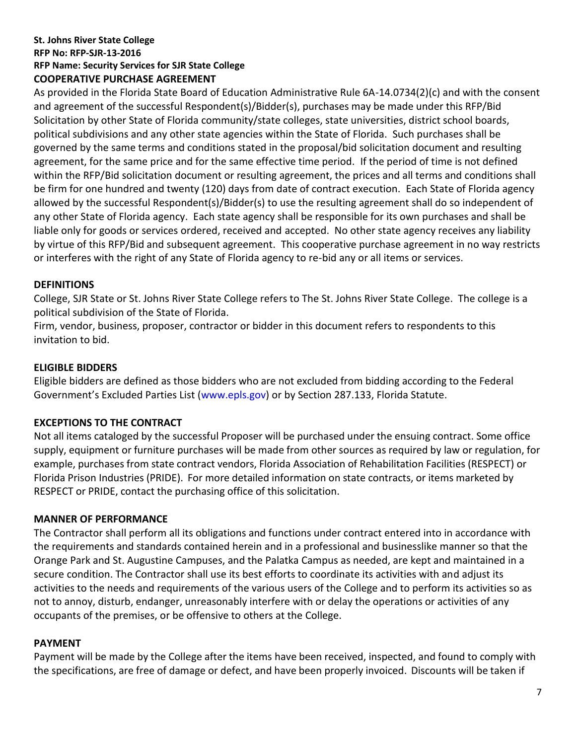**St. Johns River State College**
**RFP No: RFP-SJR-13-2016**
**RFP Name: Security Services for SJR State College**

## COOPERATIVE PURCHASE AGREEMENT

As provided in the Florida State Board of Education Administrative Rule 6A-14.0734(2)(c) and with the consent and agreement of the successful Respondent(s)/Bidder(s), purchases may be made under this RFP/Bid Solicitation by other State of Florida community/state colleges, state universities, district school boards, political subdivisions and any other state agencies within the State of Florida. Such purchases shall be governed by the same terms and conditions stated in the proposal/bid solicitation document and resulting agreement, for the same price and for the same effective time period. If the period of time is not defined within the RFP/Bid solicitation document or resulting agreement, the prices and all terms and conditions shall be firm for one hundred and twenty (120) days from date of contract execution. Each State of Florida agency allowed by the successful Respondent(s)/Bidder(s) to use the resulting agreement shall do so independent of any other State of Florida agency. Each state agency shall be responsible for its own purchases and shall be liable only for goods or services ordered, received and accepted. No other state agency receives any liability by virtue of this RFP/Bid and subsequent agreement. This cooperative purchase agreement in no way restricts or interferes with the right of any State of Florida agency to re-bid any or all items or services.

## DEFINITIONS

College, SJR State or St. Johns River State College refers to The St. Johns River State College. The college is a political subdivision of the State of Florida.

Firm, vendor, business, proposer, contractor or bidder in this document refers to respondents to this invitation to bid.

## ELIGIBLE BIDDERS

Eligible bidders are defined as those bidders who are not excluded from bidding according to the Federal Government's Excluded Parties List (www.epls.gov) or by Section 287.133, Florida Statute.

## EXCEPTIONS TO THE CONTRACT

Not all items cataloged by the successful Proposer will be purchased under the ensuing contract. Some office supply, equipment or furniture purchases will be made from other sources as required by law or regulation, for example, purchases from state contract vendors, Florida Association of Rehabilitation Facilities (RESPECT) or Florida Prison Industries (PRIDE). For more detailed information on state contracts, or items marketed by RESPECT or PRIDE, contact the purchasing office of this solicitation.

## MANNER OF PERFORMANCE

The Contractor shall perform all its obligations and functions under contract entered into in accordance with the requirements and standards contained herein and in a professional and businesslike manner so that the Orange Park and St. Augustine Campuses, and the Palatka Campus as needed, are kept and maintained in a secure condition. The Contractor shall use its best efforts to coordinate its activities with and adjust its activities to the needs and requirements of the various users of the College and to perform its activities so as not to annoy, disturb, endanger, unreasonably interfere with or delay the operations or activities of any occupants of the premises, or be offensive to others at the College.

## PAYMENT

Payment will be made by the College after the items have been received, inspected, and found to comply with the specifications, are free of damage or defect, and have been properly invoiced. Discounts will be taken if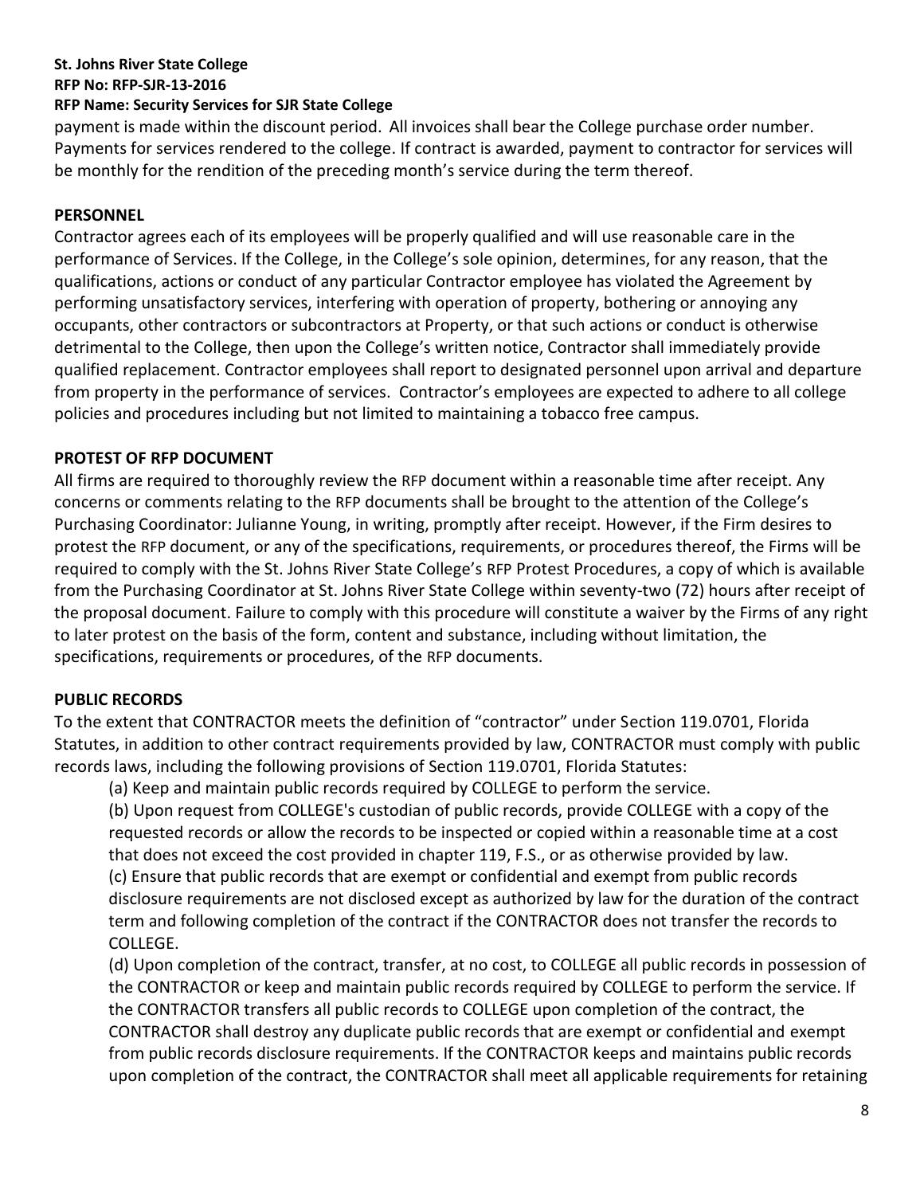payment is made within the discount period. All invoices shall bear the College purchase order number. Payments for services rendered to the college. If contract is awarded, payment to contractor for services will be monthly for the rendition of the preceding month's service during the term thereof.

**PERSONNEL**

Contractor agrees each of its employees will be properly qualified and will use reasonable care in the performance of Services. If the College, in the College's sole opinion, determines, for any reason, that the qualifications, actions or conduct of any particular Contractor employee has violated the Agreement by performing unsatisfactory services, interfering with operation of property, bothering or annoying any occupants, other contractors or subcontractors at Property, or that such actions or conduct is otherwise detrimental to the College, then upon the College's written notice, Contractor shall immediately provide qualified replacement. Contractor employees shall report to designated personnel upon arrival and departure from property in the performance of services. Contractor's employees are expected to adhere to all college policies and procedures including but not limited to maintaining a tobacco free campus.

**PROTEST OF RFP DOCUMENT**

All firms are required to thoroughly review the RFP document within a reasonable time after receipt. Any concerns or comments relating to the RFP documents shall be brought to the attention of the College's Purchasing Coordinator: Julianne Young, in writing, promptly after receipt. However, if the Firm desires to protest the RFP document, or any of the specifications, requirements, or procedures thereof, the Firms will be required to comply with the St. Johns River State College's RFP Protest Procedures, a copy of which is available from the Purchasing Coordinator at St. Johns River State College within seventy-two (72) hours after receipt of the proposal document. Failure to comply with this procedure will constitute a waiver by the Firms of any right to later protest on the basis of the form, content and substance, including without limitation, the specifications, requirements or procedures, of the RFP documents.

**PUBLIC RECORDS**

To the extent that CONTRACTOR meets the definition of "contractor" under Section 119.0701, Florida Statutes, in addition to other contract requirements provided by law, CONTRACTOR must comply with public records laws, including the following provisions of Section 119.0701, Florida Statutes:

(a) Keep and maintain public records required by COLLEGE to perform the service.

(b) Upon request from COLLEGE's custodian of public records, provide COLLEGE with a copy of the requested records or allow the records to be inspected or copied within a reasonable time at a cost that does not exceed the cost provided in chapter 119, F.S., or as otherwise provided by law.

(c) Ensure that public records that are exempt or confidential and exempt from public records disclosure requirements are not disclosed except as authorized by law for the duration of the contract term and following completion of the contract if the CONTRACTOR does not transfer the records to COLLEGE.

(d) Upon completion of the contract, transfer, at no cost, to COLLEGE all public records in possession of the CONTRACTOR or keep and maintain public records required by COLLEGE to perform the service. If the CONTRACTOR transfers all public records to COLLEGE upon completion of the contract, the CONTRACTOR shall destroy any duplicate public records that are exempt or confidential and exempt from public records disclosure requirements. If the CONTRACTOR keeps and maintains public records upon completion of the contract, the CONTRACTOR shall meet all applicable requirements for retaining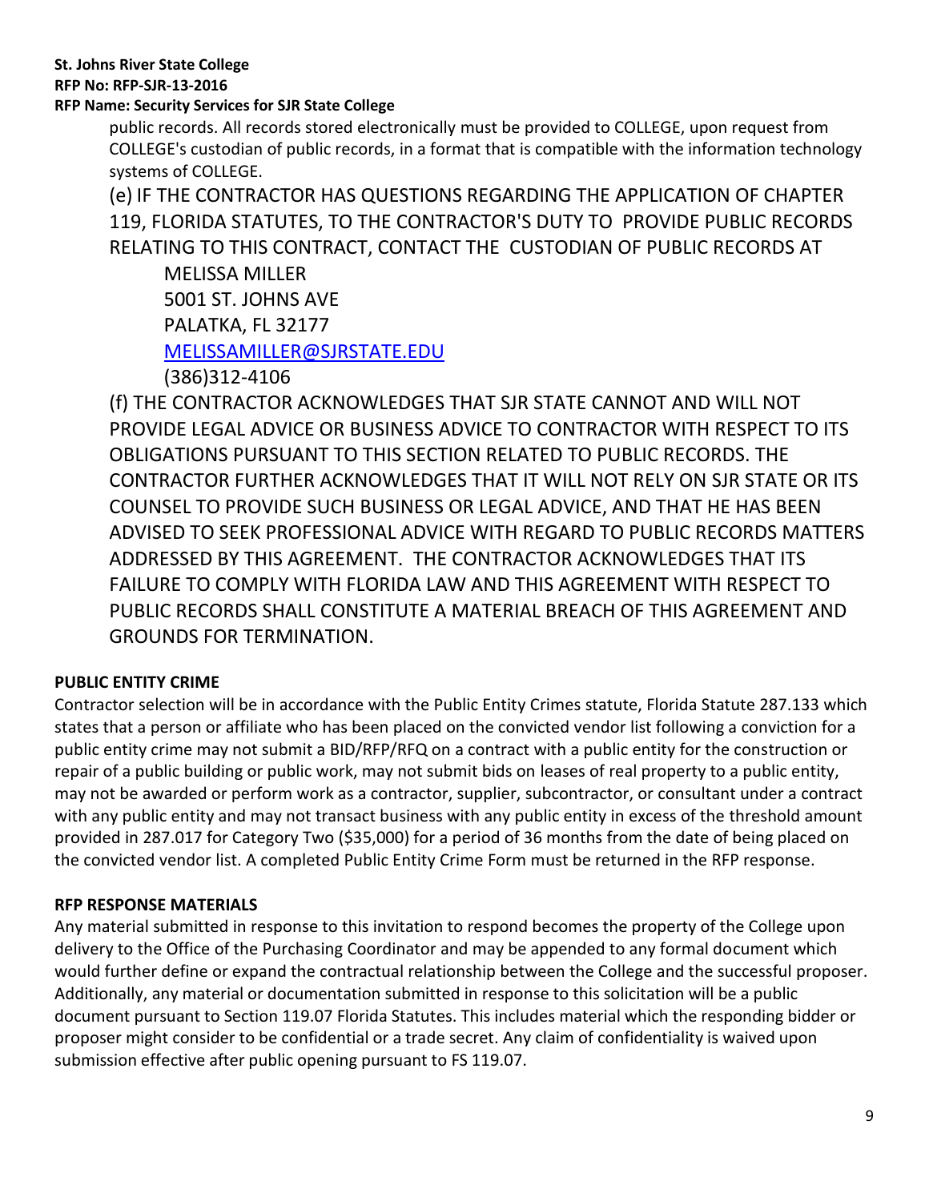public records. All records stored electronically must be provided to COLLEGE, upon request from COLLEGE's custodian of public records, in a format that is compatible with the information technology systems of COLLEGE.

(e) IF THE CONTRACTOR HAS QUESTIONS REGARDING THE APPLICATION OF CHAPTER 119, FLORIDA STATUTES, TO THE CONTRACTOR'S DUTY TO PROVIDE PUBLIC RECORDS RELATING TO THIS CONTRACT, CONTACT THE CUSTODIAN OF PUBLIC RECORDS AT

MELISSA MILLER
5001 ST. JOHNS AVE
PALATKA, FL 32177
MELISSAMILLER@SJRSTATE.EDU
(386)312-4106

(f) THE CONTRACTOR ACKNOWLEDGES THAT SJR STATE CANNOT AND WILL NOT PROVIDE LEGAL ADVICE OR BUSINESS ADVICE TO CONTRACTOR WITH RESPECT TO ITS OBLIGATIONS PURSUANT TO THIS SECTION RELATED TO PUBLIC RECORDS. THE CONTRACTOR FURTHER ACKNOWLEDGES THAT IT WILL NOT RELY ON SJR STATE OR ITS COUNSEL TO PROVIDE SUCH BUSINESS OR LEGAL ADVICE, AND THAT HE HAS BEEN ADVISED TO SEEK PROFESSIONAL ADVICE WITH REGARD TO PUBLIC RECORDS MATTERS ADDRESSED BY THIS AGREEMENT. THE CONTRACTOR ACKNOWLEDGES THAT ITS FAILURE TO COMPLY WITH FLORIDA LAW AND THIS AGREEMENT WITH RESPECT TO PUBLIC RECORDS SHALL CONSTITUTE A MATERIAL BREACH OF THIS AGREEMENT AND GROUNDS FOR TERMINATION.

**PUBLIC ENTITY CRIME**

Contractor selection will be in accordance with the Public Entity Crimes statute, Florida Statute 287.133 which states that a person or affiliate who has been placed on the convicted vendor list following a conviction for a public entity crime may not submit a BID/RFP/RFQ on a contract with a public entity for the construction or repair of a public building or public work, may not submit bids on leases of real property to a public entity, may not be awarded or perform work as a contractor, supplier, subcontractor, or consultant under a contract with any public entity and may not transact business with any public entity in excess of the threshold amount provided in 287.017 for Category Two ($35,000) for a period of 36 months from the date of being placed on the convicted vendor list. A completed Public Entity Crime Form must be returned in the RFP response.

**RFP RESPONSE MATERIALS**

Any material submitted in response to this invitation to respond becomes the property of the College upon delivery to the Office of the Purchasing Coordinator and may be appended to any formal document which would further define or expand the contractual relationship between the College and the successful proposer. Additionally, any material or documentation submitted in response to this solicitation will be a public document pursuant to Section 119.07 Florida Statutes. This includes material which the responding bidder or proposer might consider to be confidential or a trade secret. Any claim of confidentiality is waived upon submission effective after public opening pursuant to FS 119.07.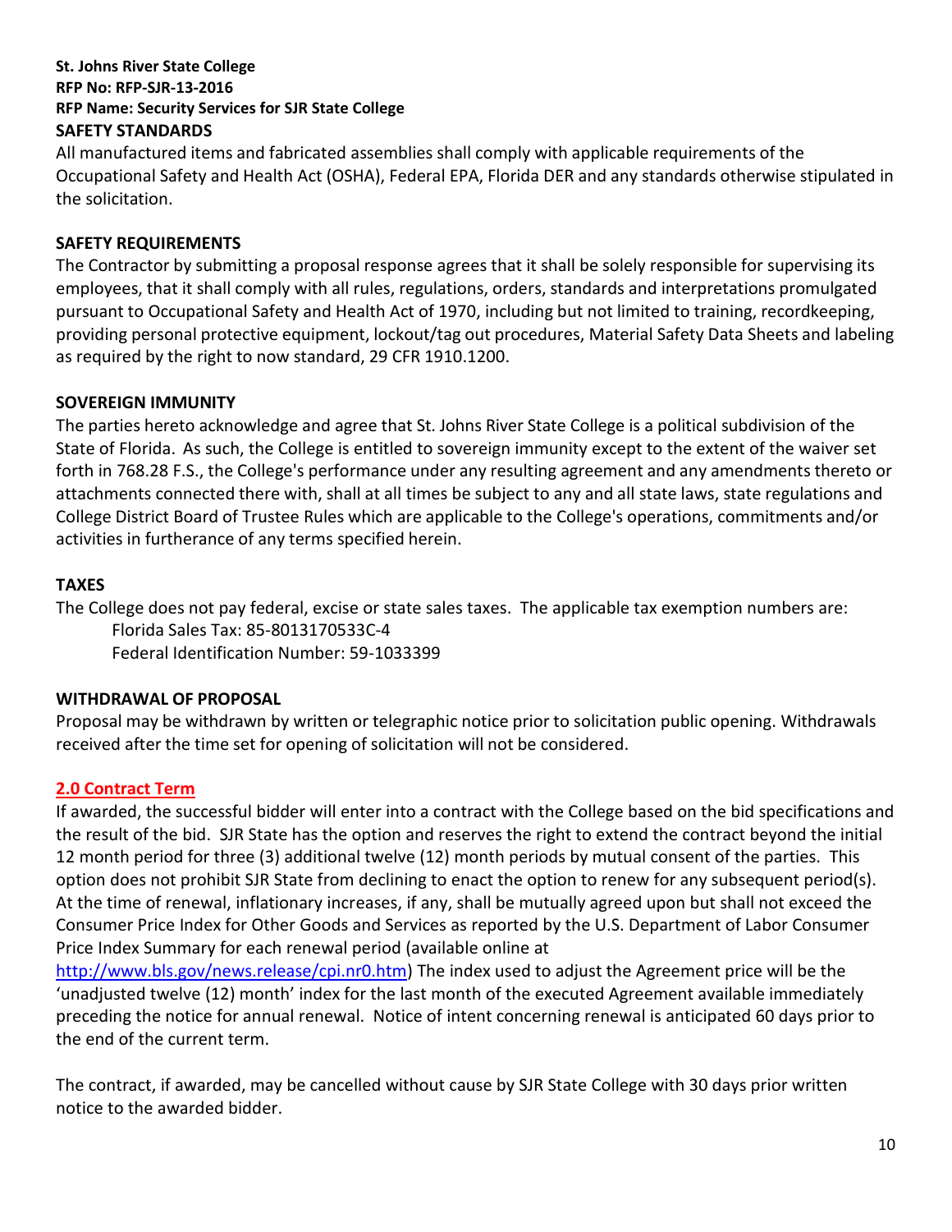**St. Johns River State College**
**RFP No: RFP-SJR-13-2016**
**RFP Name: Security Services for SJR State College**

### SAFETY STANDARDS

All manufactured items and fabricated assemblies shall comply with applicable requirements of the Occupational Safety and Health Act (OSHA), Federal EPA, Florida DER and any standards otherwise stipulated in the solicitation.

### SAFETY REQUIREMENTS

The Contractor by submitting a proposal response agrees that it shall be solely responsible for supervising its employees, that it shall comply with all rules, regulations, orders, standards and interpretations promulgated pursuant to Occupational Safety and Health Act of 1970, including but not limited to training, recordkeeping, providing personal protective equipment, lockout/tag out procedures, Material Safety Data Sheets and labeling as required by the right to now standard, 29 CFR 1910.1200.

### SOVEREIGN IMMUNITY

The parties hereto acknowledge and agree that St. Johns River State College is a political subdivision of the State of Florida. As such, the College is entitled to sovereign immunity except to the extent of the waiver set forth in 768.28 F.S., the College's performance under any resulting agreement and any amendments thereto or attachments connected there with, shall at all times be subject to any and all state laws, state regulations and College District Board of Trustee Rules which are applicable to the College's operations, commitments and/or activities in furtherance of any terms specified herein.

### TAXES

The College does not pay federal, excise or state sales taxes. The applicable tax exemption numbers are:

Florida Sales Tax: 85-8013170533C-4
Federal Identification Number: 59-1033399

### WITHDRAWAL OF PROPOSAL

Proposal may be withdrawn by written or telegraphic notice prior to solicitation public opening. Withdrawals received after the time set for opening of solicitation will not be considered.

## 2.0 Contract Term

If awarded, the successful bidder will enter into a contract with the College based on the bid specifications and the result of the bid. SJR State has the option and reserves the right to extend the contract beyond the initial 12 month period for three (3) additional twelve (12) month periods by mutual consent of the parties. This option does not prohibit SJR State from declining to enact the option to renew for any subsequent period(s). At the time of renewal, inflationary increases, if any, shall be mutually agreed upon but shall not exceed the Consumer Price Index for Other Goods and Services as reported by the U.S. Department of Labor Consumer Price Index Summary for each renewal period (available online at http://www.bls.gov/news.release/cpi.nr0.htm) The index used to adjust the Agreement price will be the 'unadjusted twelve (12) month' index for the last month of the executed Agreement available immediately preceding the notice for annual renewal. Notice of intent concerning renewal is anticipated 60 days prior to the end of the current term.

The contract, if awarded, may be cancelled without cause by SJR State College with 30 days prior written notice to the awarded bidder.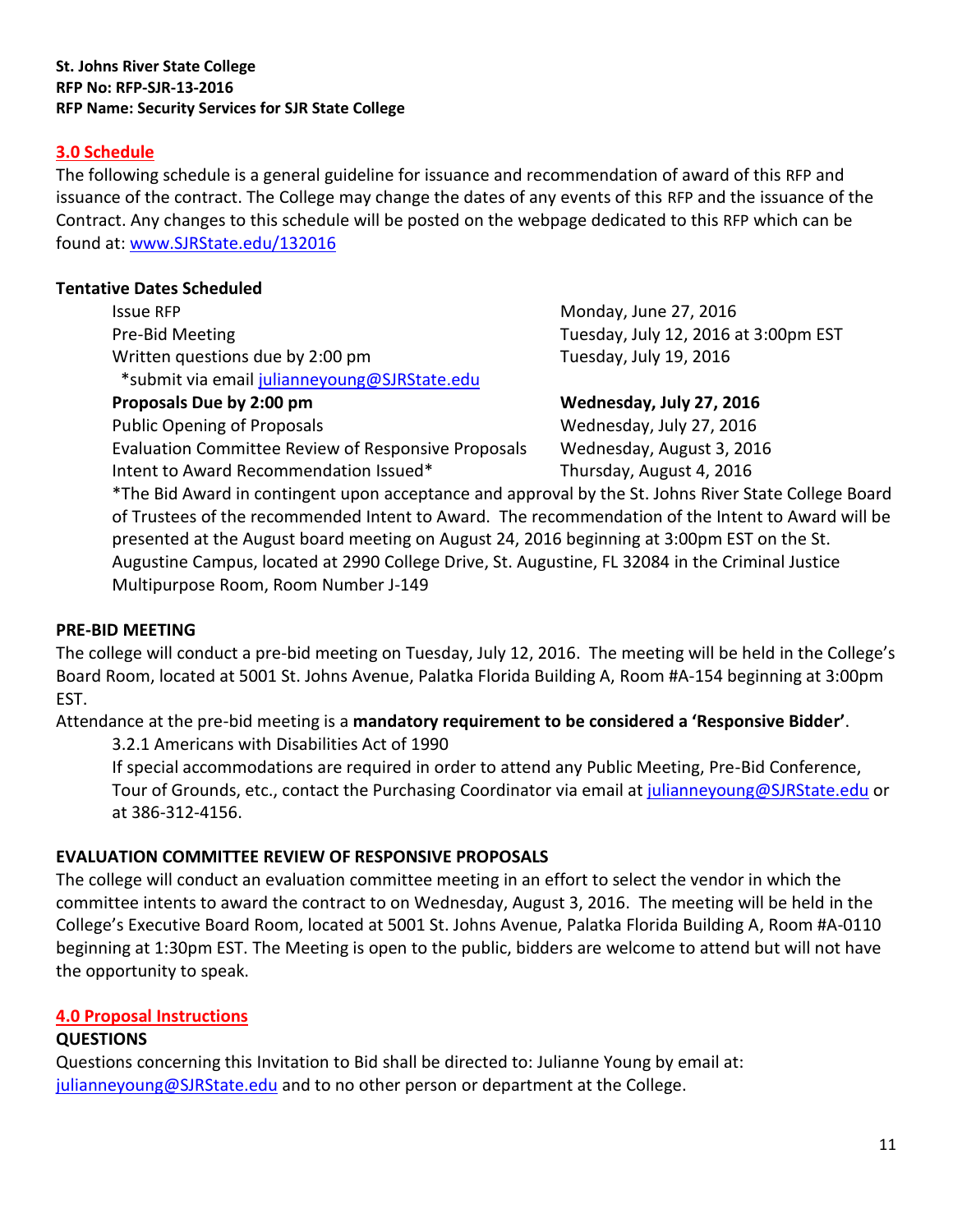**St. Johns River State College**
**RFP No: RFP-SJR-13-2016**
**RFP Name: Security Services for SJR State College**

## 3.0 Schedule

The following schedule is a general guideline for issuance and recommendation of award of this RFP and issuance of the contract. The College may change the dates of any events of this RFP and the issuance of the Contract. Any changes to this schedule will be posted on the webpage dedicated to this RFP which can be found at: [www.SJRState.edu/132016](www.SJRState.edu/132016)

**Tentative Dates Scheduled**

| | |
|---|---|
| Issue RFP | Monday, June 27, 2016 |
| Pre-Bid Meeting | Tuesday, July 12, 2016 at 3:00pm EST |
| Written questions due by 2:00 pm<br>*submit via email julianneyoung@SJRState.edu | Tuesday, July 19, 2016 |
| **Proposals Due by 2:00 pm** | **Wednesday, July 27, 2016** |
| Public Opening of Proposals | Wednesday, July 27, 2016 |
| Evaluation Committee Review of Responsive Proposals | Wednesday, August 3, 2016 |
| Intent to Award Recommendation Issued* | Thursday, August 4, 2016 |

*The Bid Award in contingent upon acceptance and approval by the St. Johns River State College Board of Trustees of the recommended Intent to Award. The recommendation of the Intent to Award will be presented at the August board meeting on August 24, 2016 beginning at 3:00pm EST on the St. Augustine Campus, located at 2990 College Drive, St. Augustine, FL 32084 in the Criminal Justice Multipurpose Room, Room Number J-149

### PRE-BID MEETING

The college will conduct a pre-bid meeting on Tuesday, July 12, 2016. The meeting will be held in the College's Board Room, located at 5001 St. Johns Avenue, Palatka Florida Building A, Room #A-154 beginning at 3:00pm EST.

Attendance at the pre-bid meeting is a **mandatory requirement to be considered a 'Responsive Bidder'**.

3.2.1 Americans with Disabilities Act of 1990

If special accommodations are required in order to attend any Public Meeting, Pre-Bid Conference, Tour of Grounds, etc., contact the Purchasing Coordinator via email at [julianneyoung@SJRState.edu](mailto:julianneyoung@SJRState.edu) or at 386-312-4156.

### EVALUATION COMMITTEE REVIEW OF RESPONSIVE PROPOSALS

The college will conduct an evaluation committee meeting in an effort to select the vendor in which the committee intents to award the contract to on Wednesday, August 3, 2016. The meeting will be held in the College's Executive Board Room, located at 5001 St. Johns Avenue, Palatka Florida Building A, Room #A-0110 beginning at 1:30pm EST. The Meeting is open to the public, bidders are welcome to attend but will not have the opportunity to speak.

## 4.0 Proposal Instructions

### QUESTIONS

Questions concerning this Invitation to Bid shall be directed to: Julianne Young by email at: [julianneyoung@SJRState.edu](mailto:julianneyoung@SJRState.edu) and to no other person or department at the College.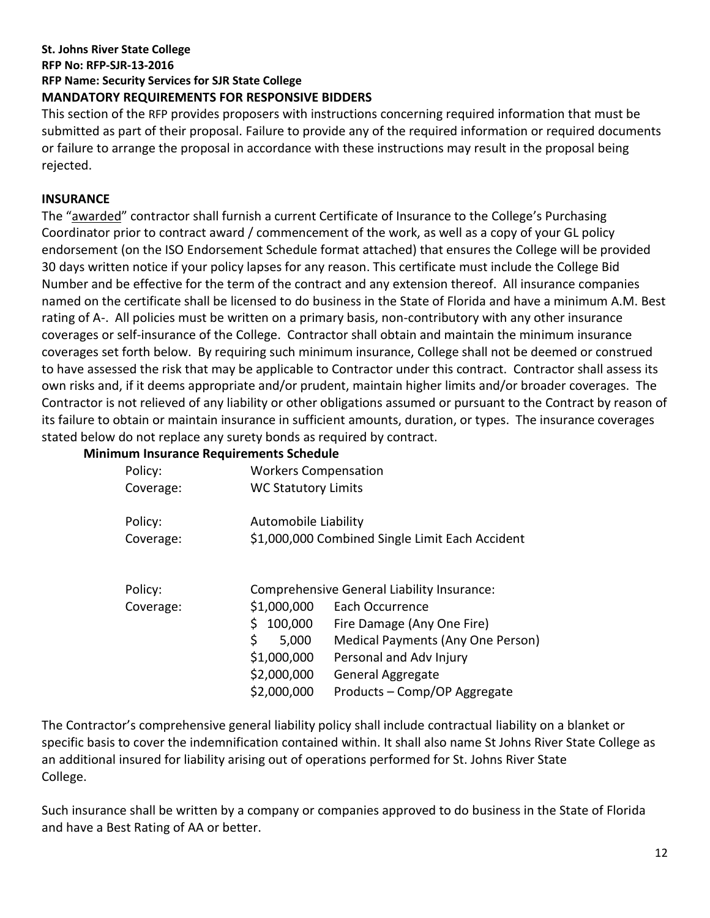**St. Johns River State College**
**RFP No: RFP-SJR-13-2016**
**RFP Name: Security Services for SJR State College**

## MANDATORY REQUIREMENTS FOR RESPONSIVE BIDDERS

This section of the RFP provides proposers with instructions concerning required information that must be submitted as part of their proposal. Failure to provide any of the required information or required documents or failure to arrange the proposal in accordance with these instructions may result in the proposal being rejected.

### INSURANCE

The "awarded" contractor shall furnish a current Certificate of Insurance to the College's Purchasing Coordinator prior to contract award / commencement of the work, as well as a copy of your GL policy endorsement (on the ISO Endorsement Schedule format attached) that ensures the College will be provided 30 days written notice if your policy lapses for any reason. This certificate must include the College Bid Number and be effective for the term of the contract and any extension thereof. All insurance companies named on the certificate shall be licensed to do business in the State of Florida and have a minimum A.M. Best rating of A-. All policies must be written on a primary basis, non-contributory with any other insurance coverages or self-insurance of the College. Contractor shall obtain and maintain the minimum insurance coverages set forth below. By requiring such minimum insurance, College shall not be deemed or construed to have assessed the risk that may be applicable to Contractor under this contract. Contractor shall assess its own risks and, if it deems appropriate and/or prudent, maintain higher limits and/or broader coverages. The Contractor is not relieved of any liability or other obligations assumed or pursuant to the Contract by reason of its failure to obtain or maintain insurance in sufficient amounts, duration, or types. The insurance coverages stated below do not replace any surety bonds as required by contract.

**Minimum Insurance Requirements Schedule**

| | | |
|---|---|---|
| Policy: | Workers Compensation | |
| Coverage: | WC Statutory Limits | |
| Policy: | Automobile Liability | |
| Coverage: | $1,000,000 Combined Single Limit Each Accident | |
| Policy: | Comprehensive General Liability Insurance: | |
| Coverage: | $1,000,000 | Each Occurrence |
| | $ 100,000 | Fire Damage (Any One Fire) |
| | $ 5,000 | Medical Payments (Any One Person) |
| | $1,000,000 | Personal and Adv Injury |
| | $2,000,000 | General Aggregate |
| | $2,000,000 | Products – Comp/OP Aggregate |

The Contractor's comprehensive general liability policy shall include contractual liability on a blanket or specific basis to cover the indemnification contained within. It shall also name St Johns River State College as an additional insured for liability arising out of operations performed for St. Johns River State College.

Such insurance shall be written by a company or companies approved to do business in the State of Florida and have a Best Rating of AA or better.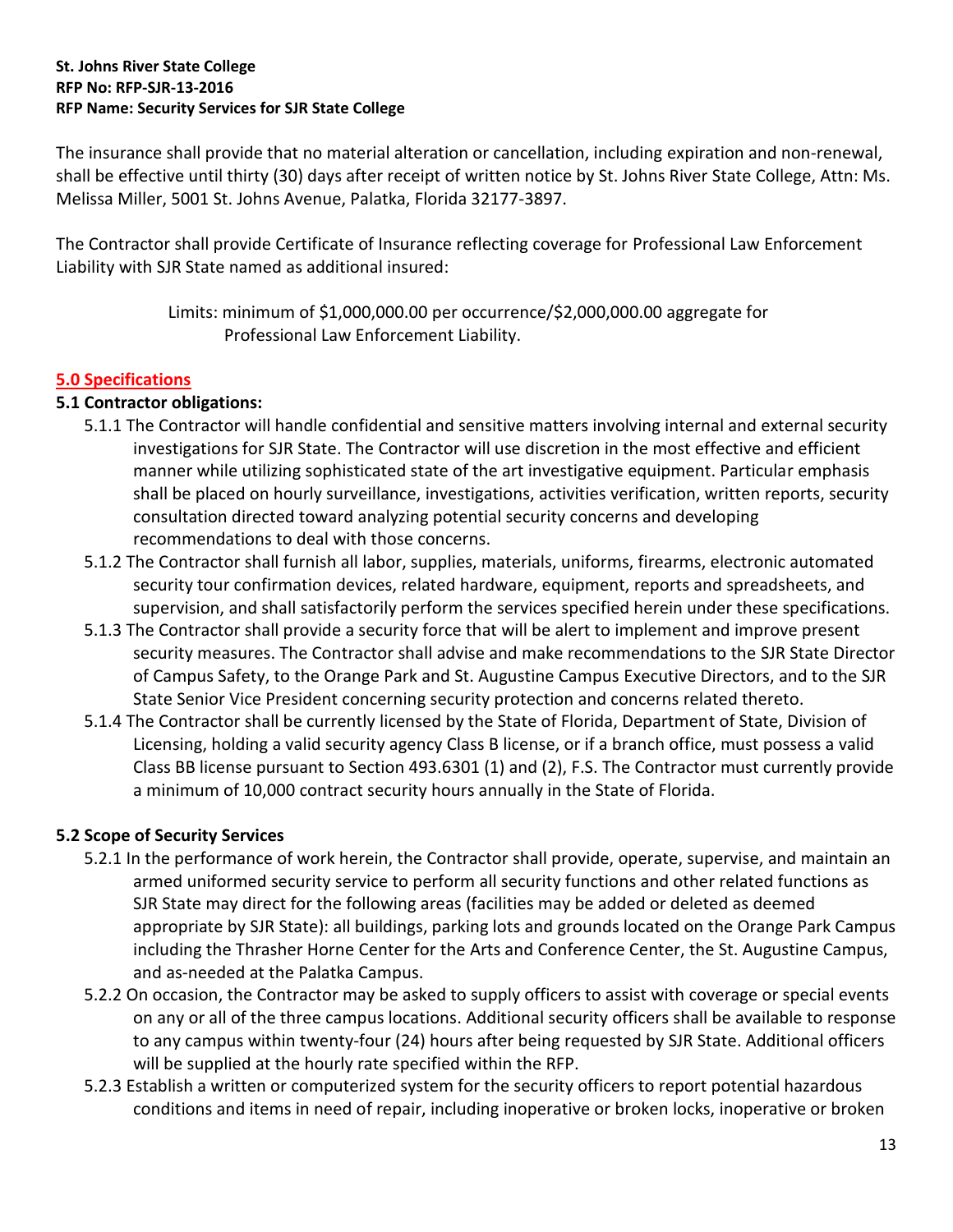The insurance shall provide that no material alteration or cancellation, including expiration and non-renewal, shall be effective until thirty (30) days after receipt of written notice by St. Johns River State College, Attn: Ms. Melissa Miller, 5001 St. Johns Avenue, Palatka, Florida 32177-3897.

The Contractor shall provide Certificate of Insurance reflecting coverage for Professional Law Enforcement Liability with SJR State named as additional insured:

> Limits: minimum of $1,000,000.00 per occurrence/$2,000,000.00 aggregate for Professional Law Enforcement Liability.

## 5.0 Specifications

### 5.1 Contractor obligations:

5.1.1 The Contractor will handle confidential and sensitive matters involving internal and external security investigations for SJR State. The Contractor will use discretion in the most effective and efficient manner while utilizing sophisticated state of the art investigative equipment. Particular emphasis shall be placed on hourly surveillance, investigations, activities verification, written reports, security consultation directed toward analyzing potential security concerns and developing recommendations to deal with those concerns.

5.1.2 The Contractor shall furnish all labor, supplies, materials, uniforms, firearms, electronic automated security tour confirmation devices, related hardware, equipment, reports and spreadsheets, and supervision, and shall satisfactorily perform the services specified herein under these specifications.

5.1.3 The Contractor shall provide a security force that will be alert to implement and improve present security measures. The Contractor shall advise and make recommendations to the SJR State Director of Campus Safety, to the Orange Park and St. Augustine Campus Executive Directors, and to the SJR State Senior Vice President concerning security protection and concerns related thereto.

5.1.4 The Contractor shall be currently licensed by the State of Florida, Department of State, Division of Licensing, holding a valid security agency Class B license, or if a branch office, must possess a valid Class BB license pursuant to Section 493.6301 (1) and (2), F.S. The Contractor must currently provide a minimum of 10,000 contract security hours annually in the State of Florida.

### 5.2 Scope of Security Services

5.2.1 In the performance of work herein, the Contractor shall provide, operate, supervise, and maintain an armed uniformed security service to perform all security functions and other related functions as SJR State may direct for the following areas (facilities may be added or deleted as deemed appropriate by SJR State): all buildings, parking lots and grounds located on the Orange Park Campus including the Thrasher Horne Center for the Arts and Conference Center, the St. Augustine Campus, and as-needed at the Palatka Campus.

5.2.2 On occasion, the Contractor may be asked to supply officers to assist with coverage or special events on any or all of the three campus locations. Additional security officers shall be available to response to any campus within twenty-four (24) hours after being requested by SJR State. Additional officers will be supplied at the hourly rate specified within the RFP.

5.2.3 Establish a written or computerized system for the security officers to report potential hazardous conditions and items in need of repair, including inoperative or broken locks, inoperative or broken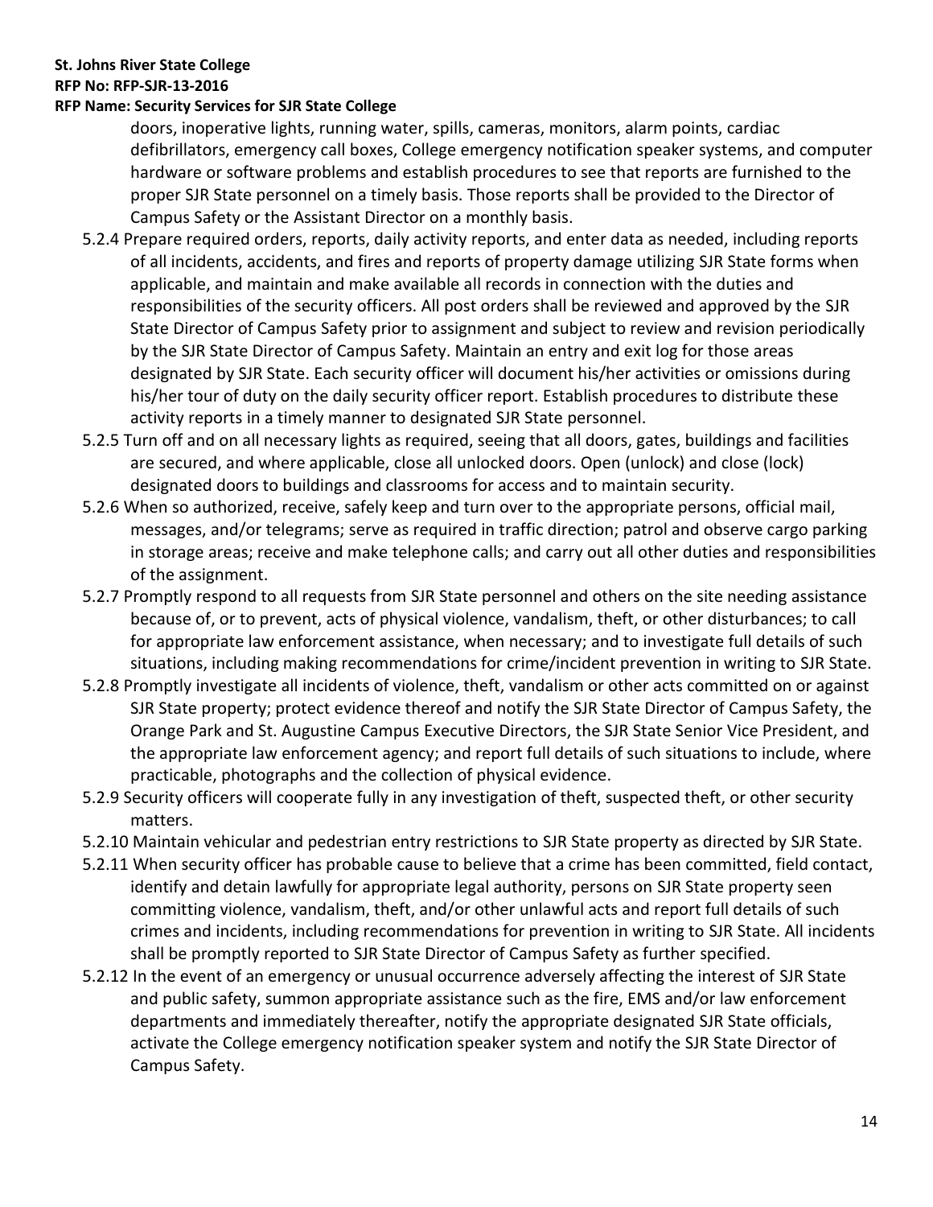doors, inoperative lights, running water, spills, cameras, monitors, alarm points, cardiac defibrillators, emergency call boxes, College emergency notification speaker systems, and computer hardware or software problems and establish procedures to see that reports are furnished to the proper SJR State personnel on a timely basis. Those reports shall be provided to the Director of Campus Safety or the Assistant Director on a monthly basis.

5.2.4 Prepare required orders, reports, daily activity reports, and enter data as needed, including reports of all incidents, accidents, and fires and reports of property damage utilizing SJR State forms when applicable, and maintain and make available all records in connection with the duties and responsibilities of the security officers. All post orders shall be reviewed and approved by the SJR State Director of Campus Safety prior to assignment and subject to review and revision periodically by the SJR State Director of Campus Safety. Maintain an entry and exit log for those areas designated by SJR State. Each security officer will document his/her activities or omissions during his/her tour of duty on the daily security officer report. Establish procedures to distribute these activity reports in a timely manner to designated SJR State personnel.

5.2.5 Turn off and on all necessary lights as required, seeing that all doors, gates, buildings and facilities are secured, and where applicable, close all unlocked doors. Open (unlock) and close (lock) designated doors to buildings and classrooms for access and to maintain security.

5.2.6 When so authorized, receive, safely keep and turn over to the appropriate persons, official mail, messages, and/or telegrams; serve as required in traffic direction; patrol and observe cargo parking in storage areas; receive and make telephone calls; and carry out all other duties and responsibilities of the assignment.

5.2.7 Promptly respond to all requests from SJR State personnel and others on the site needing assistance because of, or to prevent, acts of physical violence, vandalism, theft, or other disturbances; to call for appropriate law enforcement assistance, when necessary; and to investigate full details of such situations, including making recommendations for crime/incident prevention in writing to SJR State.

5.2.8 Promptly investigate all incidents of violence, theft, vandalism or other acts committed on or against SJR State property; protect evidence thereof and notify the SJR State Director of Campus Safety, the Orange Park and St. Augustine Campus Executive Directors, the SJR State Senior Vice President, and the appropriate law enforcement agency; and report full details of such situations to include, where practicable, photographs and the collection of physical evidence.

5.2.9 Security officers will cooperate fully in any investigation of theft, suspected theft, or other security matters.

5.2.10 Maintain vehicular and pedestrian entry restrictions to SJR State property as directed by SJR State.

5.2.11 When security officer has probable cause to believe that a crime has been committed, field contact, identify and detain lawfully for appropriate legal authority, persons on SJR State property seen committing violence, vandalism, theft, and/or other unlawful acts and report full details of such crimes and incidents, including recommendations for prevention in writing to SJR State. All incidents shall be promptly reported to SJR State Director of Campus Safety as further specified.

5.2.12 In the event of an emergency or unusual occurrence adversely affecting the interest of SJR State and public safety, summon appropriate assistance such as the fire, EMS and/or law enforcement departments and immediately thereafter, notify the appropriate designated SJR State officials, activate the College emergency notification speaker system and notify the SJR State Director of Campus Safety.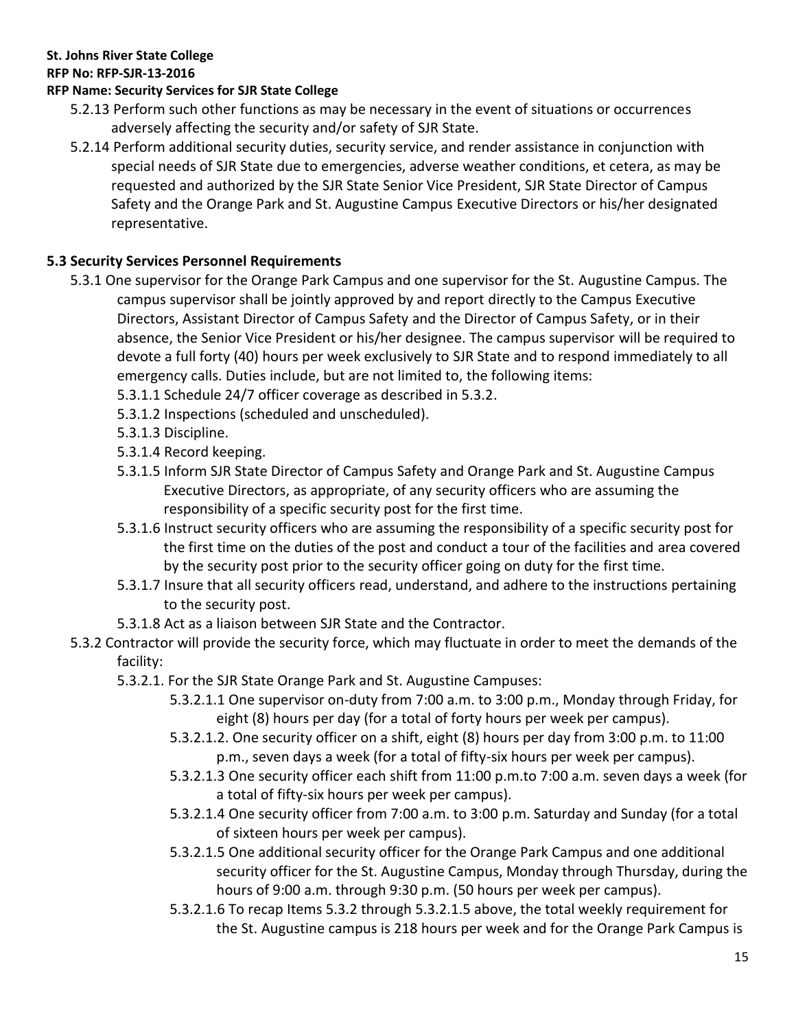5.2.13 Perform such other functions as may be necessary in the event of situations or occurrences adversely affecting the security and/or safety of SJR State.

5.2.14 Perform additional security duties, security service, and render assistance in conjunction with special needs of SJR State due to emergencies, adverse weather conditions, et cetera, as may be requested and authorized by the SJR State Senior Vice President, SJR State Director of Campus Safety and the Orange Park and St. Augustine Campus Executive Directors or his/her designated representative.

### 5.3 Security Services Personnel Requirements

5.3.1 One supervisor for the Orange Park Campus and one supervisor for the St. Augustine Campus. The campus supervisor shall be jointly approved by and report directly to the Campus Executive Directors, Assistant Director of Campus Safety and the Director of Campus Safety, or in their absence, the Senior Vice President or his/her designee. The campus supervisor will be required to devote a full forty (40) hours per week exclusively to SJR State and to respond immediately to all emergency calls. Duties include, but are not limited to, the following items:

- 5.3.1.1 Schedule 24/7 officer coverage as described in 5.3.2.
- 5.3.1.2 Inspections (scheduled and unscheduled).
- 5.3.1.3 Discipline.
- 5.3.1.4 Record keeping.
- 5.3.1.5 Inform SJR State Director of Campus Safety and Orange Park and St. Augustine Campus Executive Directors, as appropriate, of any security officers who are assuming the responsibility of a specific security post for the first time.
- 5.3.1.6 Instruct security officers who are assuming the responsibility of a specific security post for the first time on the duties of the post and conduct a tour of the facilities and area covered by the security post prior to the security officer going on duty for the first time.
- 5.3.1.7 Insure that all security officers read, understand, and adhere to the instructions pertaining to the security post.
- 5.3.1.8 Act as a liaison between SJR State and the Contractor.

5.3.2 Contractor will provide the security force, which may fluctuate in order to meet the demands of the facility:

- 5.3.2.1. For the SJR State Orange Park and St. Augustine Campuses:
  - 5.3.2.1.1 One supervisor on-duty from 7:00 a.m. to 3:00 p.m., Monday through Friday, for eight (8) hours per day (for a total of forty hours per week per campus).
  - 5.3.2.1.2. One security officer on a shift, eight (8) hours per day from 3:00 p.m. to 11:00 p.m., seven days a week (for a total of fifty-six hours per week per campus).
  - 5.3.2.1.3 One security officer each shift from 11:00 p.m.to 7:00 a.m. seven days a week (for a total of fifty-six hours per week per campus).
  - 5.3.2.1.4 One security officer from 7:00 a.m. to 3:00 p.m. Saturday and Sunday (for a total of sixteen hours per week per campus).
  - 5.3.2.1.5 One additional security officer for the Orange Park Campus and one additional security officer for the St. Augustine Campus, Monday through Thursday, during the hours of 9:00 a.m. through 9:30 p.m. (50 hours per week per campus).
  - 5.3.2.1.6 To recap Items 5.3.2 through 5.3.2.1.5 above, the total weekly requirement for the St. Augustine campus is 218 hours per week and for the Orange Park Campus is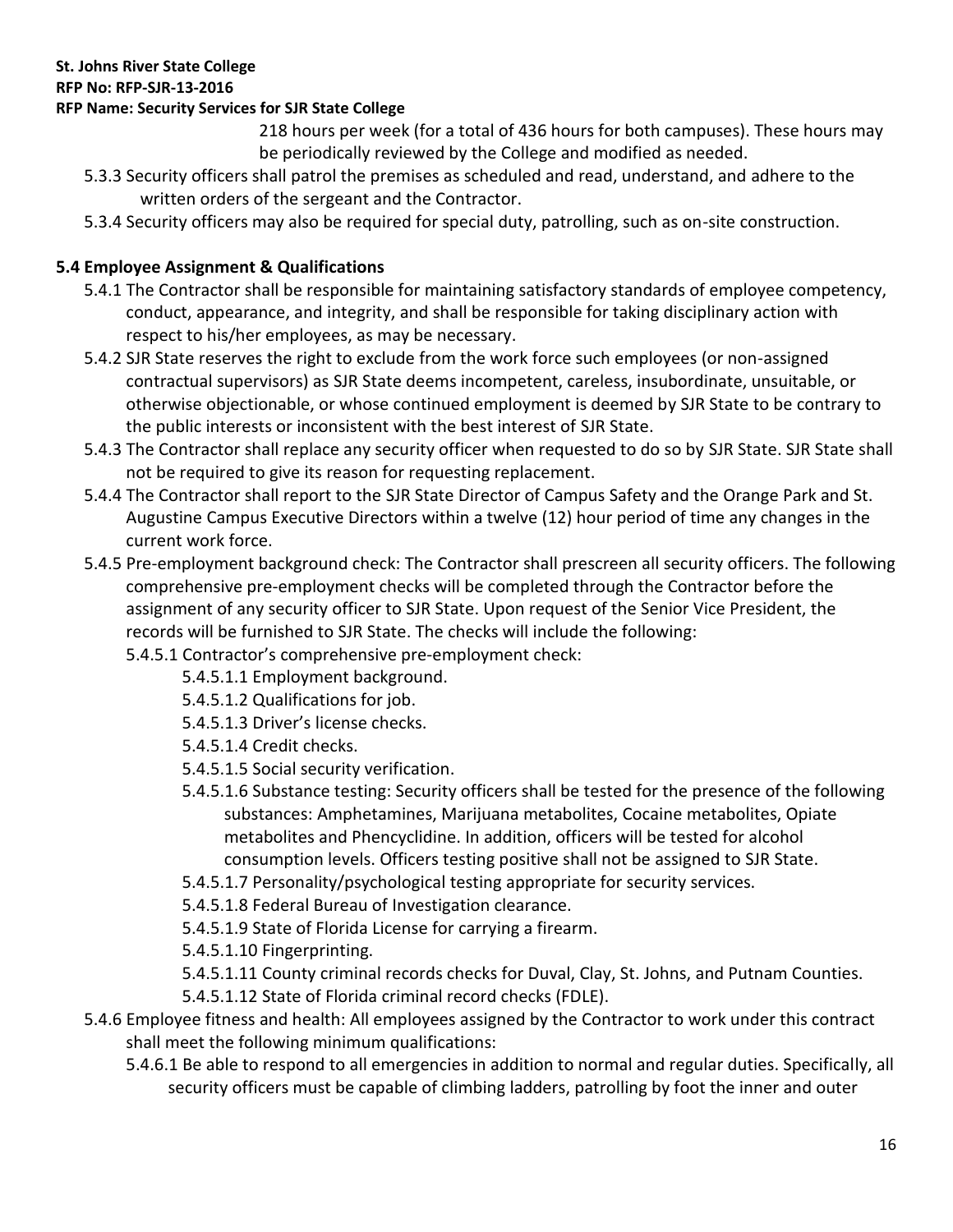218 hours per week (for a total of 436 hours for both campuses). These hours may be periodically reviewed by the College and modified as needed.

5.3.3 Security officers shall patrol the premises as scheduled and read, understand, and adhere to the written orders of the sergeant and the Contractor.

5.3.4 Security officers may also be required for special duty, patrolling, such as on-site construction.

**5.4 Employee Assignment & Qualifications**

5.4.1 The Contractor shall be responsible for maintaining satisfactory standards of employee competency, conduct, appearance, and integrity, and shall be responsible for taking disciplinary action with respect to his/her employees, as may be necessary.

5.4.2 SJR State reserves the right to exclude from the work force such employees (or non-assigned contractual supervisors) as SJR State deems incompetent, careless, insubordinate, unsuitable, or otherwise objectionable, or whose continued employment is deemed by SJR State to be contrary to the public interests or inconsistent with the best interest of SJR State.

5.4.3 The Contractor shall replace any security officer when requested to do so by SJR State. SJR State shall not be required to give its reason for requesting replacement.

5.4.4 The Contractor shall report to the SJR State Director of Campus Safety and the Orange Park and St. Augustine Campus Executive Directors within a twelve (12) hour period of time any changes in the current work force.

5.4.5 Pre-employment background check: The Contractor shall prescreen all security officers. The following comprehensive pre-employment checks will be completed through the Contractor before the assignment of any security officer to SJR State. Upon request of the Senior Vice President, the records will be furnished to SJR State. The checks will include the following:

- 5.4.5.1 Contractor's comprehensive pre-employment check:
  - 5.4.5.1.1 Employment background.
  - 5.4.5.1.2 Qualifications for job.
  - 5.4.5.1.3 Driver's license checks.
  - 5.4.5.1.4 Credit checks.
  - 5.4.5.1.5 Social security verification.
  - 5.4.5.1.6 Substance testing: Security officers shall be tested for the presence of the following substances: Amphetamines, Marijuana metabolites, Cocaine metabolites, Opiate metabolites and Phencyclidine. In addition, officers will be tested for alcohol consumption levels. Officers testing positive shall not be assigned to SJR State.
  - 5.4.5.1.7 Personality/psychological testing appropriate for security services.
  - 5.4.5.1.8 Federal Bureau of Investigation clearance.
  - 5.4.5.1.9 State of Florida License for carrying a firearm.
  - 5.4.5.1.10 Fingerprinting.
  - 5.4.5.1.11 County criminal records checks for Duval, Clay, St. Johns, and Putnam Counties.
  - 5.4.5.1.12 State of Florida criminal record checks (FDLE).

5.4.6 Employee fitness and health: All employees assigned by the Contractor to work under this contract shall meet the following minimum qualifications:

- 5.4.6.1 Be able to respond to all emergencies in addition to normal and regular duties. Specifically, all security officers must be capable of climbing ladders, patrolling by foot the inner and outer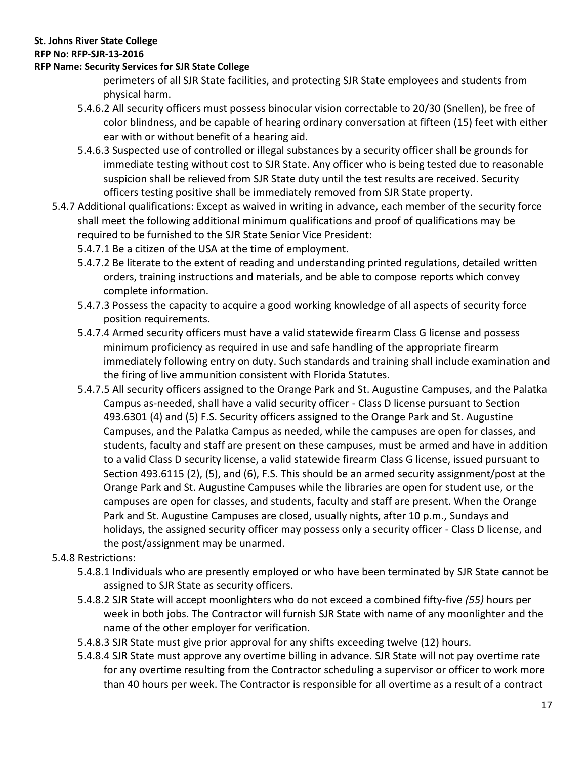perimeters of all SJR State facilities, and protecting SJR State employees and students from physical harm.

5.4.6.2 All security officers must possess binocular vision correctable to 20/30 (Snellen), be free of color blindness, and be capable of hearing ordinary conversation at fifteen (15) feet with either ear with or without benefit of a hearing aid.

5.4.6.3 Suspected use of controlled or illegal substances by a security officer shall be grounds for immediate testing without cost to SJR State. Any officer who is being tested due to reasonable suspicion shall be relieved from SJR State duty until the test results are received. Security officers testing positive shall be immediately removed from SJR State property.

5.4.7 Additional qualifications: Except as waived in writing in advance, each member of the security force shall meet the following additional minimum qualifications and proof of qualifications may be required to be furnished to the SJR State Senior Vice President:

5.4.7.1 Be a citizen of the USA at the time of employment.

5.4.7.2 Be literate to the extent of reading and understanding printed regulations, detailed written orders, training instructions and materials, and be able to compose reports which convey complete information.

5.4.7.3 Possess the capacity to acquire a good working knowledge of all aspects of security force position requirements.

5.4.7.4 Armed security officers must have a valid statewide firearm Class G license and possess minimum proficiency as required in use and safe handling of the appropriate firearm immediately following entry on duty. Such standards and training shall include examination and the firing of live ammunition consistent with Florida Statutes.

5.4.7.5 All security officers assigned to the Orange Park and St. Augustine Campuses, and the Palatka Campus as-needed, shall have a valid security officer - Class D license pursuant to Section 493.6301 (4) and (5) F.S. Security officers assigned to the Orange Park and St. Augustine Campuses, and the Palatka Campus as needed, while the campuses are open for classes, and students, faculty and staff are present on these campuses, must be armed and have in addition to a valid Class D security license, a valid statewide firearm Class G license, issued pursuant to Section 493.6115 (2), (5), and (6), F.S. This should be an armed security assignment/post at the Orange Park and St. Augustine Campuses while the libraries are open for student use, or the campuses are open for classes, and students, faculty and staff are present. When the Orange Park and St. Augustine Campuses are closed, usually nights, after 10 p.m., Sundays and holidays, the assigned security officer may possess only a security officer - Class D license, and the post/assignment may be unarmed.

5.4.8 Restrictions:

5.4.8.1 Individuals who are presently employed or who have been terminated by SJR State cannot be assigned to SJR State as security officers.

5.4.8.2 SJR State will accept moonlighters who do not exceed a combined fifty-five *(55)* hours per week in both jobs. The Contractor will furnish SJR State with name of any moonlighter and the name of the other employer for verification.

5.4.8.3 SJR State must give prior approval for any shifts exceeding twelve (12) hours.

5.4.8.4 SJR State must approve any overtime billing in advance. SJR State will not pay overtime rate for any overtime resulting from the Contractor scheduling a supervisor or officer to work more than 40 hours per week. The Contractor is responsible for all overtime as a result of a contract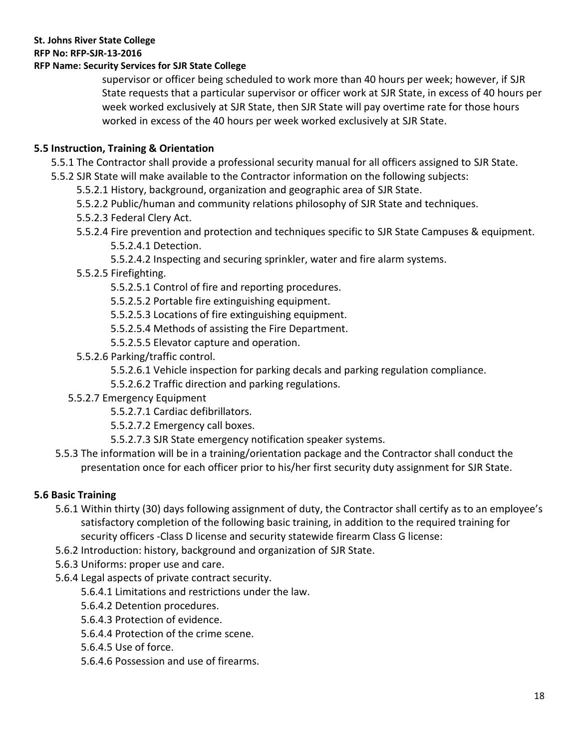supervisor or officer being scheduled to work more than 40 hours per week; however, if SJR State requests that a particular supervisor or officer work at SJR State, in excess of 40 hours per week worked exclusively at SJR State, then SJR State will pay overtime rate for those hours worked in excess of the 40 hours per week worked exclusively at SJR State.

## 5.5 Instruction, Training & Orientation

5.5.1 The Contractor shall provide a professional security manual for all officers assigned to SJR State.

5.5.2 SJR State will make available to the Contractor information on the following subjects:

- 5.5.2.1 History, background, organization and geographic area of SJR State.
- 5.5.2.2 Public/human and community relations philosophy of SJR State and techniques.
- 5.5.2.3 Federal Clery Act.
- 5.5.2.4 Fire prevention and protection and techniques specific to SJR State Campuses & equipment.
  - 5.5.2.4.1 Detection.
  - 5.5.2.4.2 Inspecting and securing sprinkler, water and fire alarm systems.
- 5.5.2.5 Firefighting.
  - 5.5.2.5.1 Control of fire and reporting procedures.
  - 5.5.2.5.2 Portable fire extinguishing equipment.
  - 5.5.2.5.3 Locations of fire extinguishing equipment.
  - 5.5.2.5.4 Methods of assisting the Fire Department.
  - 5.5.2.5.5 Elevator capture and operation.
- 5.5.2.6 Parking/traffic control.
  - 5.5.2.6.1 Vehicle inspection for parking decals and parking regulation compliance.
  - 5.5.2.6.2 Traffic direction and parking regulations.
- 5.5.2.7 Emergency Equipment
  - 5.5.2.7.1 Cardiac defibrillators.
  - 5.5.2.7.2 Emergency call boxes.
  - 5.5.2.7.3 SJR State emergency notification speaker systems.

5.5.3 The information will be in a training/orientation package and the Contractor shall conduct the presentation once for each officer prior to his/her first security duty assignment for SJR State.

## 5.6 Basic Training

5.6.1 Within thirty (30) days following assignment of duty, the Contractor shall certify as to an employee's satisfactory completion of the following basic training, in addition to the required training for security officers -Class D license and security statewide firearm Class G license:

5.6.2 Introduction: history, background and organization of SJR State.

5.6.3 Uniforms: proper use and care.

5.6.4 Legal aspects of private contract security.

- 5.6.4.1 Limitations and restrictions under the law.
- 5.6.4.2 Detention procedures.
- 5.6.4.3 Protection of evidence.
- 5.6.4.4 Protection of the crime scene.
- 5.6.4.5 Use of force.
- 5.6.4.6 Possession and use of firearms.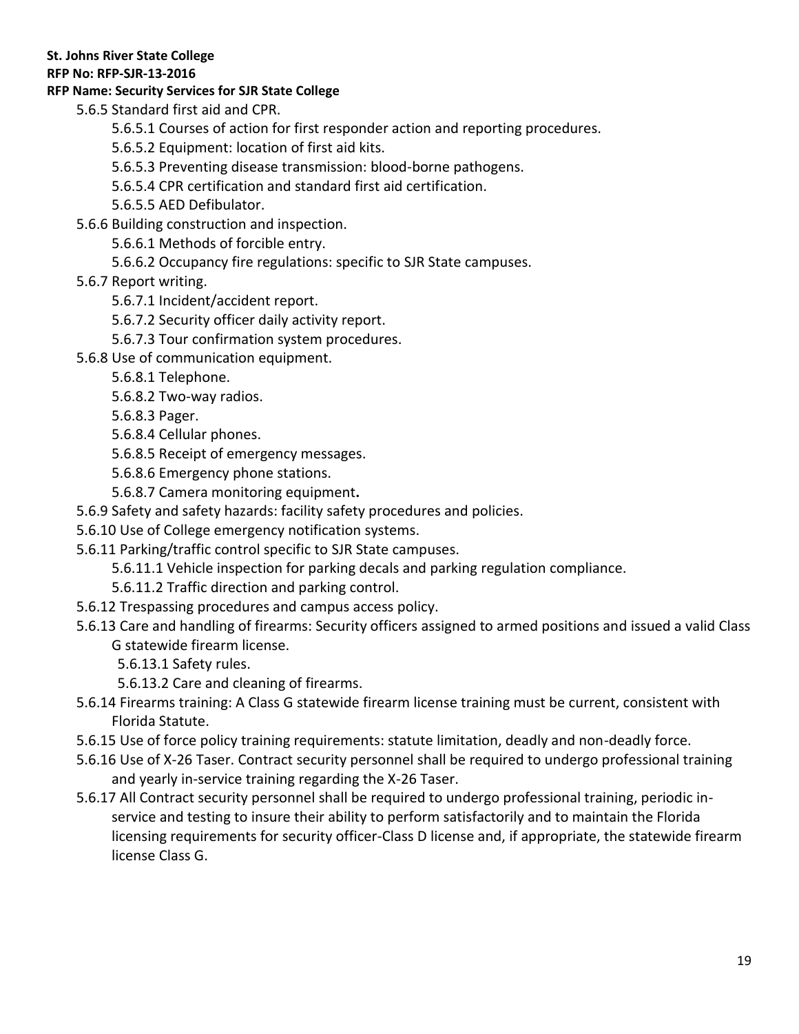- 5.6.5 Standard first aid and CPR.
  - 5.6.5.1 Courses of action for first responder action and reporting procedures.
  - 5.6.5.2 Equipment: location of first aid kits.
  - 5.6.5.3 Preventing disease transmission: blood-borne pathogens.
  - 5.6.5.4 CPR certification and standard first aid certification.
  - 5.6.5.5 AED Defibulator.
- 5.6.6 Building construction and inspection.
  - 5.6.6.1 Methods of forcible entry.
  - 5.6.6.2 Occupancy fire regulations: specific to SJR State campuses.
- 5.6.7 Report writing.
  - 5.6.7.1 Incident/accident report.
  - 5.6.7.2 Security officer daily activity report.
  - 5.6.7.3 Tour confirmation system procedures.
- 5.6.8 Use of communication equipment.
  - 5.6.8.1 Telephone.
  - 5.6.8.2 Two-way radios.
  - 5.6.8.3 Pager.
  - 5.6.8.4 Cellular phones.
  - 5.6.8.5 Receipt of emergency messages.
  - 5.6.8.6 Emergency phone stations.
  - 5.6.8.7 Camera monitoring equipment**.**
- 5.6.9 Safety and safety hazards: facility safety procedures and policies.
- 5.6.10 Use of College emergency notification systems.
- 5.6.11 Parking/traffic control specific to SJR State campuses.
  - 5.6.11.1 Vehicle inspection for parking decals and parking regulation compliance.
  - 5.6.11.2 Traffic direction and parking control.
- 5.6.12 Trespassing procedures and campus access policy.
- 5.6.13 Care and handling of firearms: Security officers assigned to armed positions and issued a valid Class G statewide firearm license.
  - 5.6.13.1 Safety rules.
  - 5.6.13.2 Care and cleaning of firearms.
- 5.6.14 Firearms training: A Class G statewide firearm license training must be current, consistent with Florida Statute.
- 5.6.15 Use of force policy training requirements: statute limitation, deadly and non-deadly force.
- 5.6.16 Use of X-26 Taser. Contract security personnel shall be required to undergo professional training and yearly in-service training regarding the X-26 Taser.
- 5.6.17 All Contract security personnel shall be required to undergo professional training, periodic in-service and testing to insure their ability to perform satisfactorily and to maintain the Florida licensing requirements for security officer-Class D license and, if appropriate, the statewide firearm license Class G.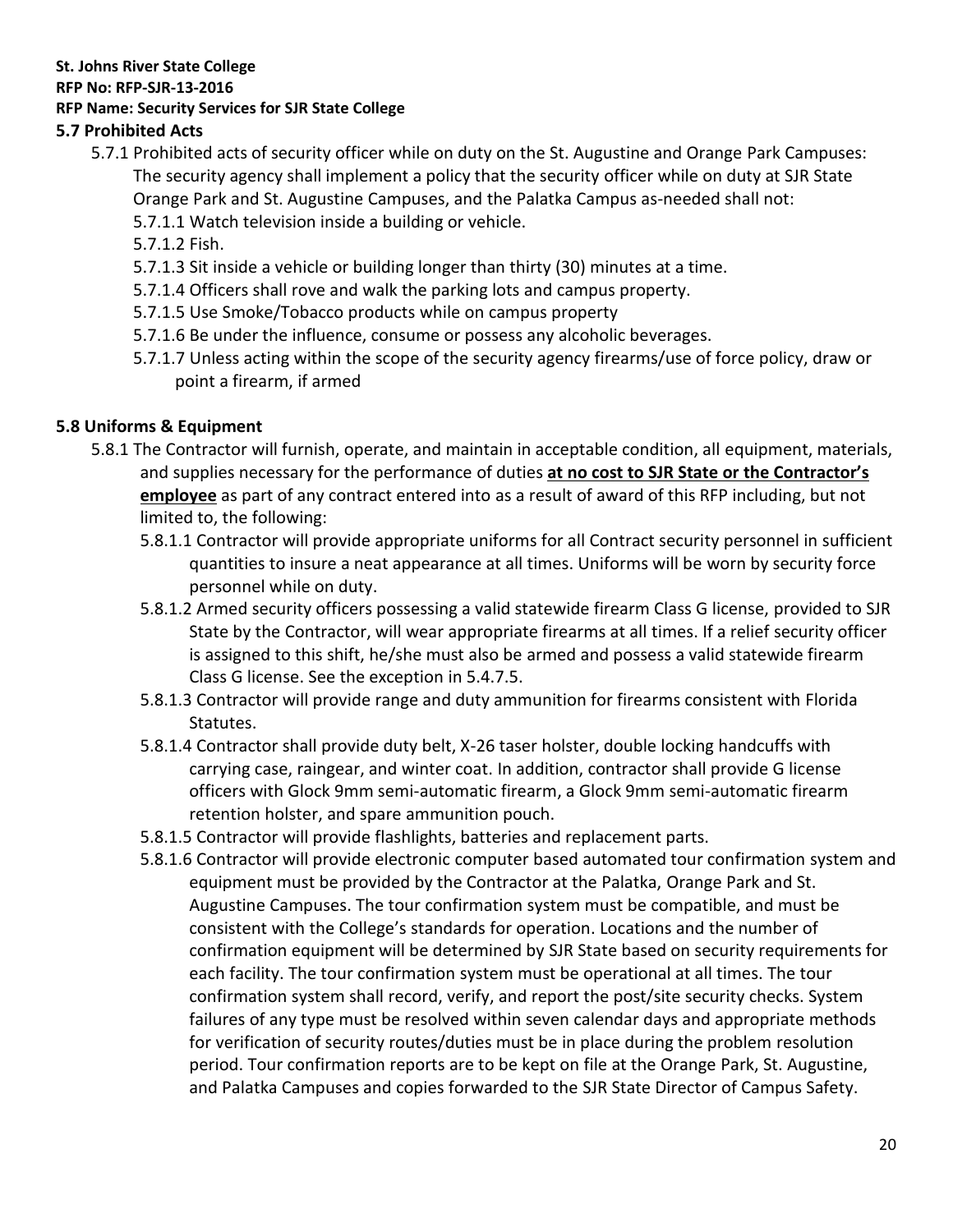## 5.7 Prohibited Acts

5.7.1 Prohibited acts of security officer while on duty on the St. Augustine and Orange Park Campuses: The security agency shall implement a policy that the security officer while on duty at SJR State Orange Park and St. Augustine Campuses, and the Palatka Campus as-needed shall not:

- 5.7.1.1 Watch television inside a building or vehicle.
- 5.7.1.2 Fish.
- 5.7.1.3 Sit inside a vehicle or building longer than thirty (30) minutes at a time.
- 5.7.1.4 Officers shall rove and walk the parking lots and campus property.
- 5.7.1.5 Use Smoke/Tobacco products while on campus property
- 5.7.1.6 Be under the influence, consume or possess any alcoholic beverages.
- 5.7.1.7 Unless acting within the scope of the security agency firearms/use of force policy, draw or point a firearm, if armed

## 5.8 Uniforms & Equipment

5.8.1 The Contractor will furnish, operate, and maintain in acceptable condition, all equipment, materials, and supplies necessary for the performance of duties **at no cost to SJR State or the Contractor's employee** as part of any contract entered into as a result of award of this RFP including, but not limited to, the following:

- 5.8.1.1 Contractor will provide appropriate uniforms for all Contract security personnel in sufficient quantities to insure a neat appearance at all times. Uniforms will be worn by security force personnel while on duty.
- 5.8.1.2 Armed security officers possessing a valid statewide firearm Class G license, provided to SJR State by the Contractor, will wear appropriate firearms at all times. If a relief security officer is assigned to this shift, he/she must also be armed and possess a valid statewide firearm Class G license. See the exception in 5.4.7.5.
- 5.8.1.3 Contractor will provide range and duty ammunition for firearms consistent with Florida Statutes.
- 5.8.1.4 Contractor shall provide duty belt, X-26 taser holster, double locking handcuffs with carrying case, raingear, and winter coat. In addition, contractor shall provide G license officers with Glock 9mm semi-automatic firearm, a Glock 9mm semi-automatic firearm retention holster, and spare ammunition pouch.
- 5.8.1.5 Contractor will provide flashlights, batteries and replacement parts.
- 5.8.1.6 Contractor will provide electronic computer based automated tour confirmation system and equipment must be provided by the Contractor at the Palatka, Orange Park and St. Augustine Campuses. The tour confirmation system must be compatible, and must be consistent with the College's standards for operation. Locations and the number of confirmation equipment will be determined by SJR State based on security requirements for each facility. The tour confirmation system must be operational at all times. The tour confirmation system shall record, verify, and report the post/site security checks. System failures of any type must be resolved within seven calendar days and appropriate methods for verification of security routes/duties must be in place during the problem resolution period. Tour confirmation reports are to be kept on file at the Orange Park, St. Augustine, and Palatka Campuses and copies forwarded to the SJR State Director of Campus Safety.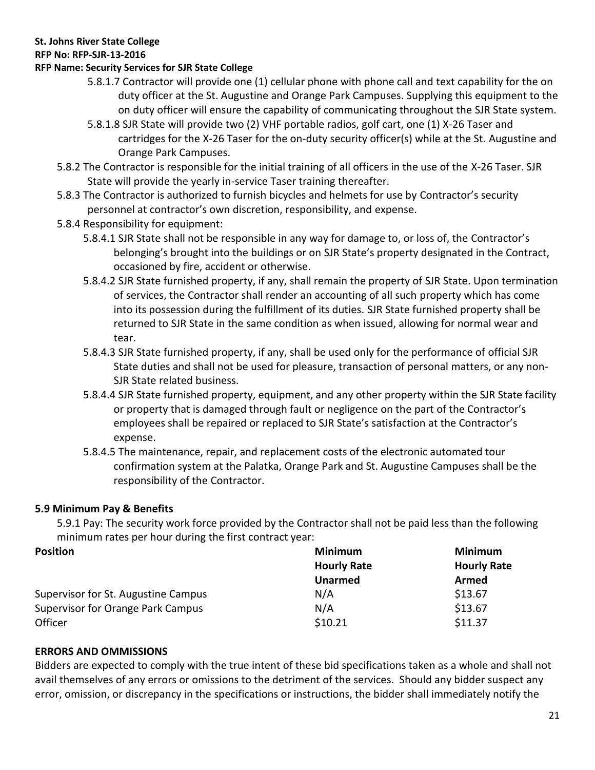5.8.1.7 Contractor will provide one (1) cellular phone with phone call and text capability for the on duty officer at the St. Augustine and Orange Park Campuses. Supplying this equipment to the on duty officer will ensure the capability of communicating throughout the SJR State system.

5.8.1.8 SJR State will provide two (2) VHF portable radios, golf cart, one (1) X-26 Taser and cartridges for the X-26 Taser for the on-duty security officer(s) while at the St. Augustine and Orange Park Campuses.

5.8.2 The Contractor is responsible for the initial training of all officers in the use of the X-26 Taser. SJR State will provide the yearly in-service Taser training thereafter.

5.8.3 The Contractor is authorized to furnish bicycles and helmets for use by Contractor's security personnel at contractor's own discretion, responsibility, and expense.

5.8.4 Responsibility for equipment:

5.8.4.1 SJR State shall not be responsible in any way for damage to, or loss of, the Contractor's belonging's brought into the buildings or on SJR State's property designated in the Contract, occasioned by fire, accident or otherwise.

5.8.4.2 SJR State furnished property, if any, shall remain the property of SJR State. Upon termination of services, the Contractor shall render an accounting of all such property which has come into its possession during the fulfillment of its duties. SJR State furnished property shall be returned to SJR State in the same condition as when issued, allowing for normal wear and tear.

5.8.4.3 SJR State furnished property, if any, shall be used only for the performance of official SJR State duties and shall not be used for pleasure, transaction of personal matters, or any non-SJR State related business.

5.8.4.4 SJR State furnished property, equipment, and any other property within the SJR State facility or property that is damaged through fault or negligence on the part of the Contractor's employees shall be repaired or replaced to SJR State's satisfaction at the Contractor's expense.

5.8.4.5 The maintenance, repair, and replacement costs of the electronic automated tour confirmation system at the Palatka, Orange Park and St. Augustine Campuses shall be the responsibility of the Contractor.

### 5.9 Minimum Pay & Benefits

5.9.1 Pay: The security work force provided by the Contractor shall not be paid less than the following minimum rates per hour during the first contract year:

| Position | Minimum Hourly Rate Unarmed | Minimum Hourly Rate Armed |
|---|---|---|
| Supervisor for St. Augustine Campus | N/A | $13.67 |
| Supervisor for Orange Park Campus | N/A | $13.67 |
| Officer | $10.21 | $11.37 |

### ERRORS AND OMMISSIONS

Bidders are expected to comply with the true intent of these bid specifications taken as a whole and shall not avail themselves of any errors or omissions to the detriment of the services. Should any bidder suspect any error, omission, or discrepancy in the specifications or instructions, the bidder shall immediately notify the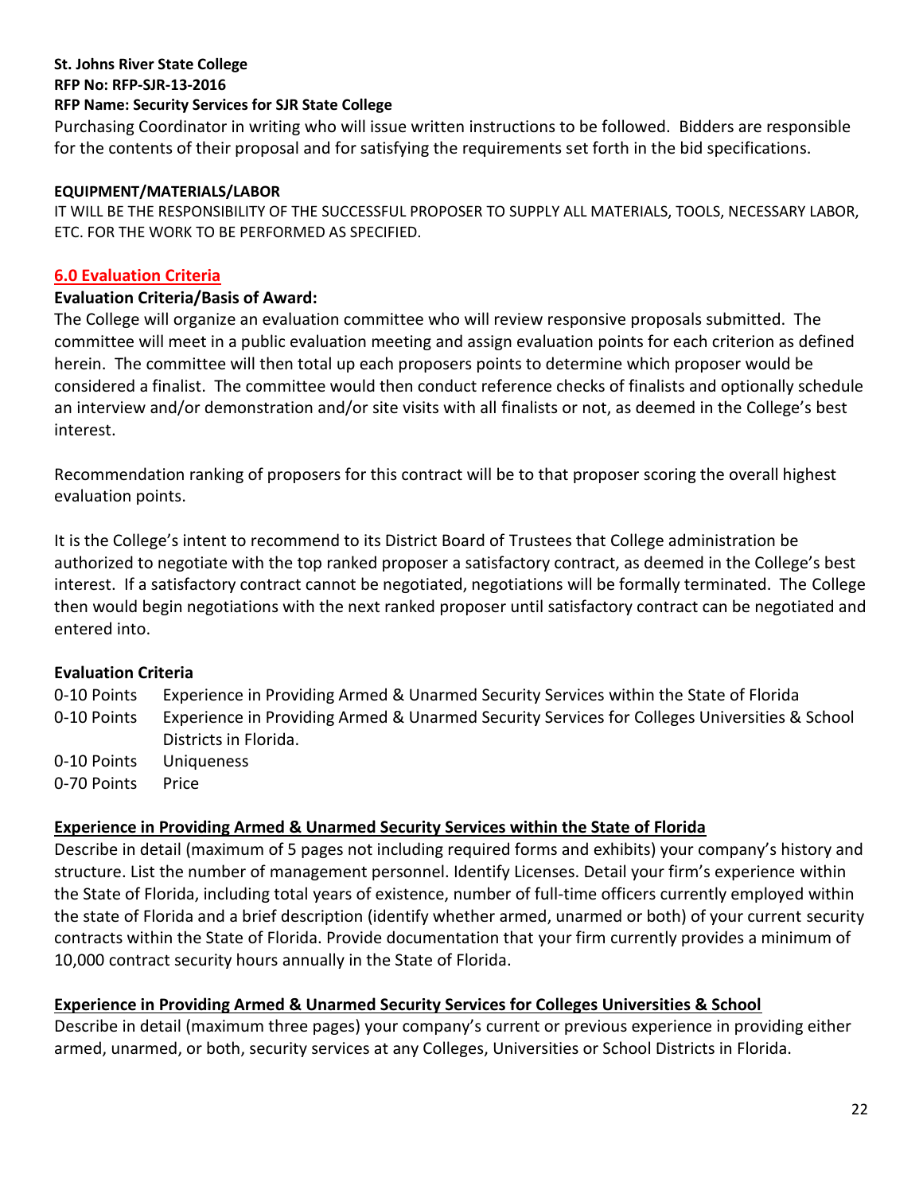**St. Johns River State College**
**RFP No: RFP-SJR-13-2016**
**RFP Name: Security Services for SJR State College**

Purchasing Coordinator in writing who will issue written instructions to be followed. Bidders are responsible for the contents of their proposal and for satisfying the requirements set forth in the bid specifications.

**EQUIPMENT/MATERIALS/LABOR**

IT WILL BE THE RESPONSIBILITY OF THE SUCCESSFUL PROPOSER TO SUPPLY ALL MATERIALS, TOOLS, NECESSARY LABOR, ETC. FOR THE WORK TO BE PERFORMED AS SPECIFIED.

## 6.0 Evaluation Criteria

**Evaluation Criteria/Basis of Award:**

The College will organize an evaluation committee who will review responsive proposals submitted. The committee will meet in a public evaluation meeting and assign evaluation points for each criterion as defined herein. The committee will then total up each proposers points to determine which proposer would be considered a finalist. The committee would then conduct reference checks of finalists and optionally schedule an interview and/or demonstration and/or site visits with all finalists or not, as deemed in the College's best interest.

Recommendation ranking of proposers for this contract will be to that proposer scoring the overall highest evaluation points.

It is the College's intent to recommend to its District Board of Trustees that College administration be authorized to negotiate with the top ranked proposer a satisfactory contract, as deemed in the College's best interest. If a satisfactory contract cannot be negotiated, negotiations will be formally terminated. The College then would begin negotiations with the next ranked proposer until satisfactory contract can be negotiated and entered into.

**Evaluation Criteria**

| | |
|---|---|
| 0-10 Points | Experience in Providing Armed & Unarmed Security Services within the State of Florida |
| 0-10 Points | Experience in Providing Armed & Unarmed Security Services for Colleges Universities & School Districts in Florida. |
| 0-10 Points | Uniqueness |
| 0-70 Points | Price |

**Experience in Providing Armed & Unarmed Security Services within the State of Florida**

Describe in detail (maximum of 5 pages not including required forms and exhibits) your company's history and structure. List the number of management personnel. Identify Licenses. Detail your firm's experience within the State of Florida, including total years of existence, number of full-time officers currently employed within the state of Florida and a brief description (identify whether armed, unarmed or both) of your current security contracts within the State of Florida. Provide documentation that your firm currently provides a minimum of 10,000 contract security hours annually in the State of Florida.

**Experience in Providing Armed & Unarmed Security Services for Colleges Universities & School**

Describe in detail (maximum three pages) your company's current or previous experience in providing either armed, unarmed, or both, security services at any Colleges, Universities or School Districts in Florida.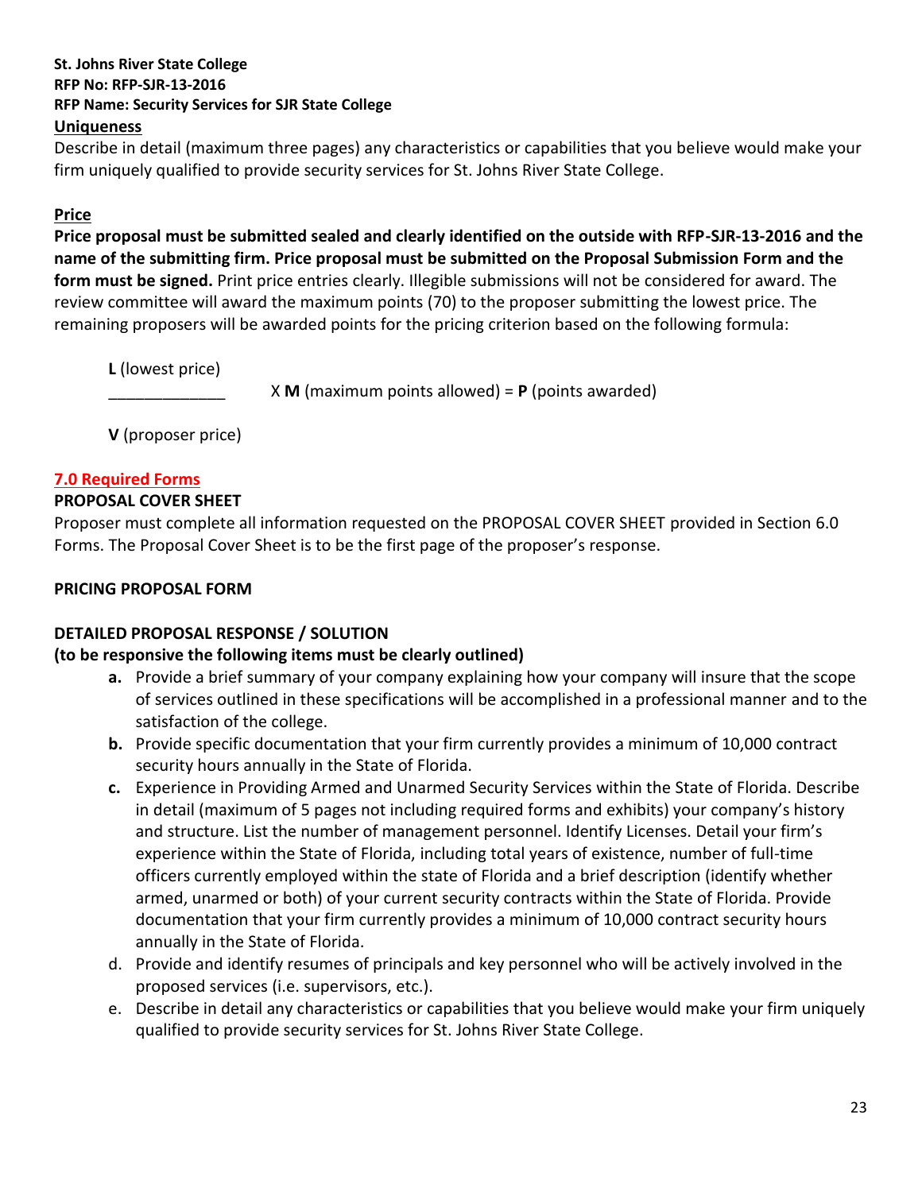**St. Johns River State College**
**RFP No: RFP-SJR-13-2016**
**RFP Name: Security Services for SJR State College**

**Uniqueness**

Describe in detail (maximum three pages) any characteristics or capabilities that you believe would make your firm uniquely qualified to provide security services for St. Johns River State College.

**Price**

**Price proposal must be submitted sealed and clearly identified on the outside with RFP-SJR-13-2016 and the name of the submitting firm. Price proposal must be submitted on the Proposal Submission Form and the form must be signed.** Print price entries clearly. Illegible submissions will not be considered for award. The review committee will award the maximum points (70) to the proposer submitting the lowest price. The remaining proposers will be awarded points for the pricing criterion based on the following formula:

$$\frac{\textbf{L} \text{ (lowest price)}}{\textbf{V} \text{ (proposer price)}} \times \textbf{M} \text{ (maximum points allowed)} = \textbf{P} \text{ (points awarded)}$$

## 7.0 Required Forms

**PROPOSAL COVER SHEET**

Proposer must complete all information requested on the PROPOSAL COVER SHEET provided in Section 6.0 Forms. The Proposal Cover Sheet is to be the first page of the proposer's response.

**PRICING PROPOSAL FORM**

**DETAILED PROPOSAL RESPONSE / SOLUTION**
**(to be responsive the following items must be clearly outlined)**

- **a.** Provide a brief summary of your company explaining how your company will insure that the scope of services outlined in these specifications will be accomplished in a professional manner and to the satisfaction of the college.
- **b.** Provide specific documentation that your firm currently provides a minimum of 10,000 contract security hours annually in the State of Florida.
- **c.** Experience in Providing Armed and Unarmed Security Services within the State of Florida. Describe in detail (maximum of 5 pages not including required forms and exhibits) your company's history and structure. List the number of management personnel. Identify Licenses. Detail your firm's experience within the State of Florida, including total years of existence, number of full-time officers currently employed within the state of Florida and a brief description (identify whether armed, unarmed or both) of your current security contracts within the State of Florida. Provide documentation that your firm currently provides a minimum of 10,000 contract security hours annually in the State of Florida.
- d. Provide and identify resumes of principals and key personnel who will be actively involved in the proposed services (i.e. supervisors, etc.).
- e. Describe in detail any characteristics or capabilities that you believe would make your firm uniquely qualified to provide security services for St. Johns River State College.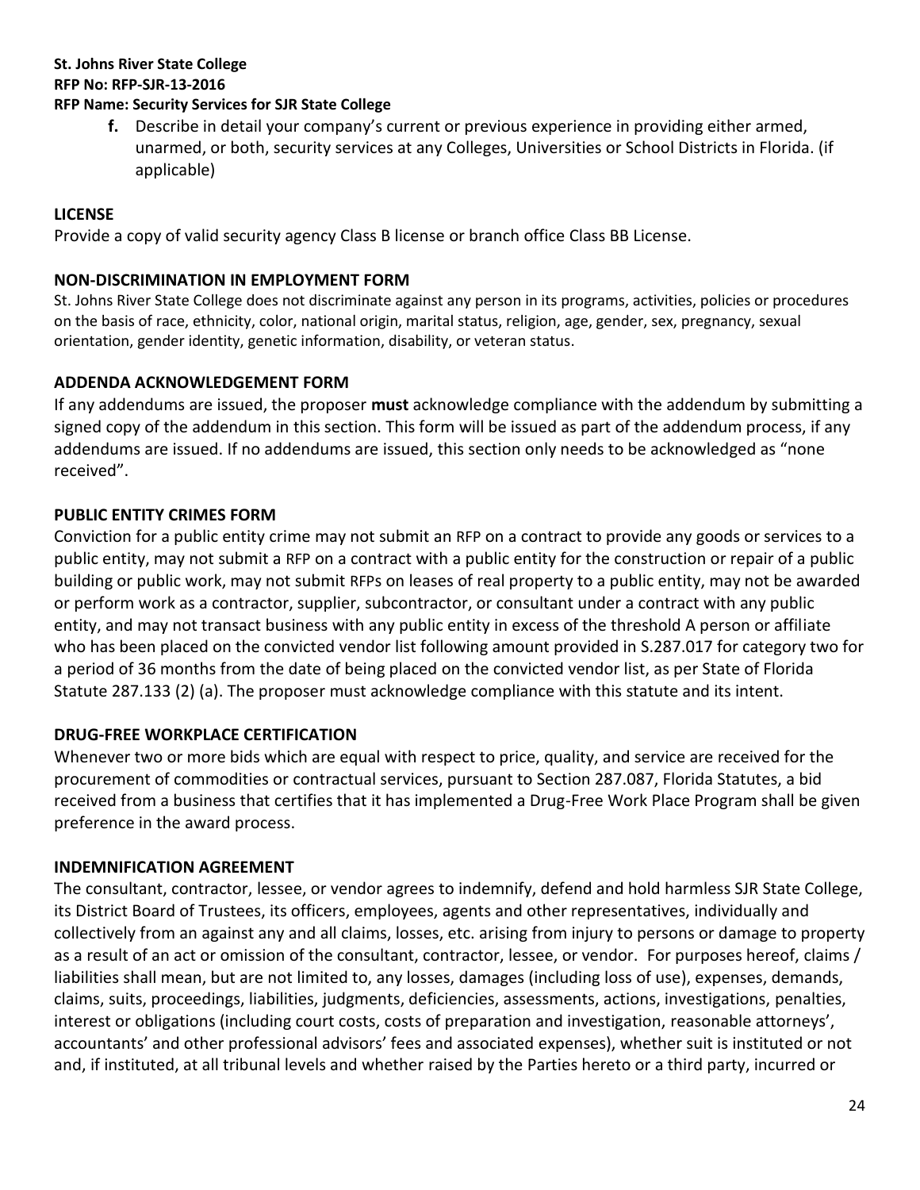f. Describe in detail your company's current or previous experience in providing either armed, unarmed, or both, security services at any Colleges, Universities or School Districts in Florida. (if applicable)

**LICENSE**

Provide a copy of valid security agency Class B license or branch office Class BB License.

**NON-DISCRIMINATION IN EMPLOYMENT FORM**

St. Johns River State College does not discriminate against any person in its programs, activities, policies or procedures on the basis of race, ethnicity, color, national origin, marital status, religion, age, gender, sex, pregnancy, sexual orientation, gender identity, genetic information, disability, or veteran status.

**ADDENDA ACKNOWLEDGEMENT FORM**

If any addendums are issued, the proposer **must** acknowledge compliance with the addendum by submitting a signed copy of the addendum in this section. This form will be issued as part of the addendum process, if any addendums are issued. If no addendums are issued, this section only needs to be acknowledged as "none received".

**PUBLIC ENTITY CRIMES FORM**

Conviction for a public entity crime may not submit an RFP on a contract to provide any goods or services to a public entity, may not submit a RFP on a contract with a public entity for the construction or repair of a public building or public work, may not submit RFPs on leases of real property to a public entity, may not be awarded or perform work as a contractor, supplier, subcontractor, or consultant under a contract with any public entity, and may not transact business with any public entity in excess of the threshold A person or affiliate who has been placed on the convicted vendor list following amount provided in S.287.017 for category two for a period of 36 months from the date of being placed on the convicted vendor list, as per State of Florida Statute 287.133 (2) (a). The proposer must acknowledge compliance with this statute and its intent.

**DRUG-FREE WORKPLACE CERTIFICATION**

Whenever two or more bids which are equal with respect to price, quality, and service are received for the procurement of commodities or contractual services, pursuant to Section 287.087, Florida Statutes, a bid received from a business that certifies that it has implemented a Drug-Free Work Place Program shall be given preference in the award process.

**INDEMNIFICATION AGREEMENT**

The consultant, contractor, lessee, or vendor agrees to indemnify, defend and hold harmless SJR State College, its District Board of Trustees, its officers, employees, agents and other representatives, individually and collectively from an against any and all claims, losses, etc. arising from injury to persons or damage to property as a result of an act or omission of the consultant, contractor, lessee, or vendor. For purposes hereof, claims / liabilities shall mean, but are not limited to, any losses, damages (including loss of use), expenses, demands, claims, suits, proceedings, liabilities, judgments, deficiencies, assessments, actions, investigations, penalties, interest or obligations (including court costs, costs of preparation and investigation, reasonable attorneys', accountants' and other professional advisors' fees and associated expenses), whether suit is instituted or not and, if instituted, at all tribunal levels and whether raised by the Parties hereto or a third party, incurred or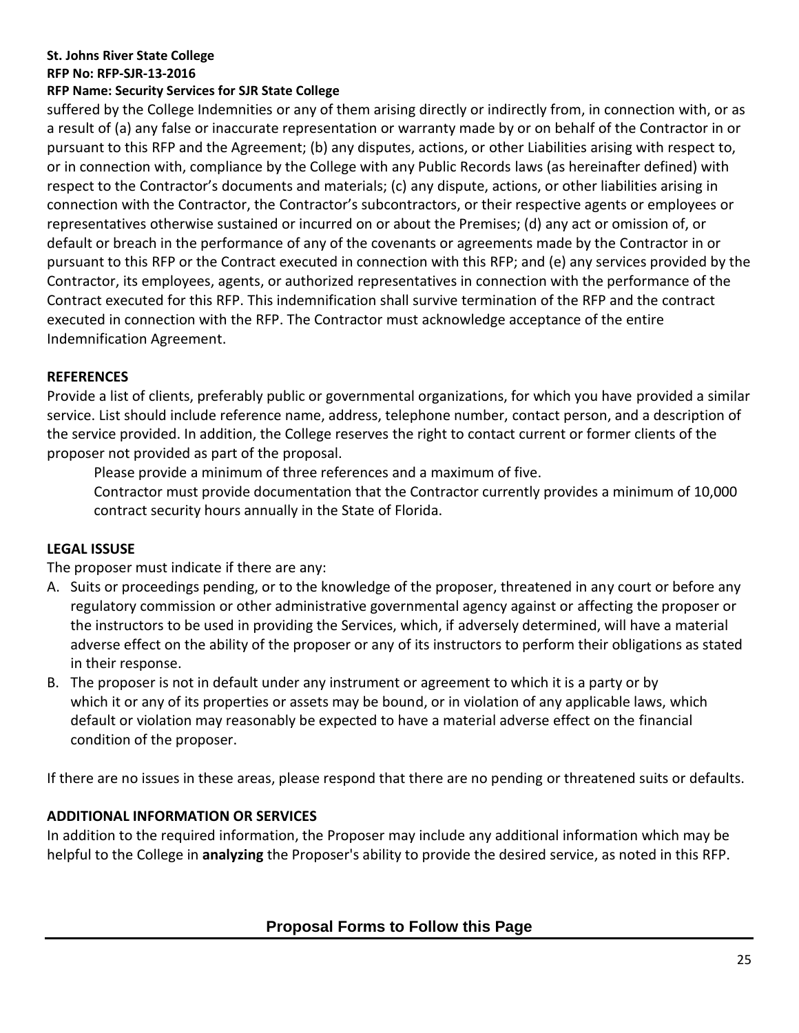suffered by the College Indemnities or any of them arising directly or indirectly from, in connection with, or as a result of (a) any false or inaccurate representation or warranty made by or on behalf of the Contractor in or pursuant to this RFP and the Agreement; (b) any disputes, actions, or other Liabilities arising with respect to, or in connection with, compliance by the College with any Public Records laws (as hereinafter defined) with respect to the Contractor's documents and materials; (c) any dispute, actions, or other liabilities arising in connection with the Contractor, the Contractor's subcontractors, or their respective agents or employees or representatives otherwise sustained or incurred on or about the Premises; (d) any act or omission of, or default or breach in the performance of any of the covenants or agreements made by the Contractor in or pursuant to this RFP or the Contract executed in connection with this RFP; and (e) any services provided by the Contractor, its employees, agents, or authorized representatives in connection with the performance of the Contract executed for this RFP. This indemnification shall survive termination of the RFP and the contract executed in connection with the RFP. The Contractor must acknowledge acceptance of the entire Indemnification Agreement.

**REFERENCES**

Provide a list of clients, preferably public or governmental organizations, for which you have provided a similar service. List should include reference name, address, telephone number, contact person, and a description of the service provided. In addition, the College reserves the right to contact current or former clients of the proposer not provided as part of the proposal.

Please provide a minimum of three references and a maximum of five.

Contractor must provide documentation that the Contractor currently provides a minimum of 10,000 contract security hours annually in the State of Florida.

**LEGAL ISSUSE**

The proposer must indicate if there are any:

A. Suits or proceedings pending, or to the knowledge of the proposer, threatened in any court or before any regulatory commission or other administrative governmental agency against or affecting the proposer or the instructors to be used in providing the Services, which, if adversely determined, will have a material adverse effect on the ability of the proposer or any of its instructors to perform their obligations as stated in their response.
B. The proposer is not in default under any instrument or agreement to which it is a party or by which it or any of its properties or assets may be bound, or in violation of any applicable laws, which default or violation may reasonably be expected to have a material adverse effect on the financial condition of the proposer.

If there are no issues in these areas, please respond that there are no pending or threatened suits or defaults.

**ADDITIONAL INFORMATION OR SERVICES**

In addition to the required information, the Proposer may include any additional information which may be helpful to the College in **analyzing** the Proposer's ability to provide the desired service, as noted in this RFP.

**Proposal Forms to Follow this Page**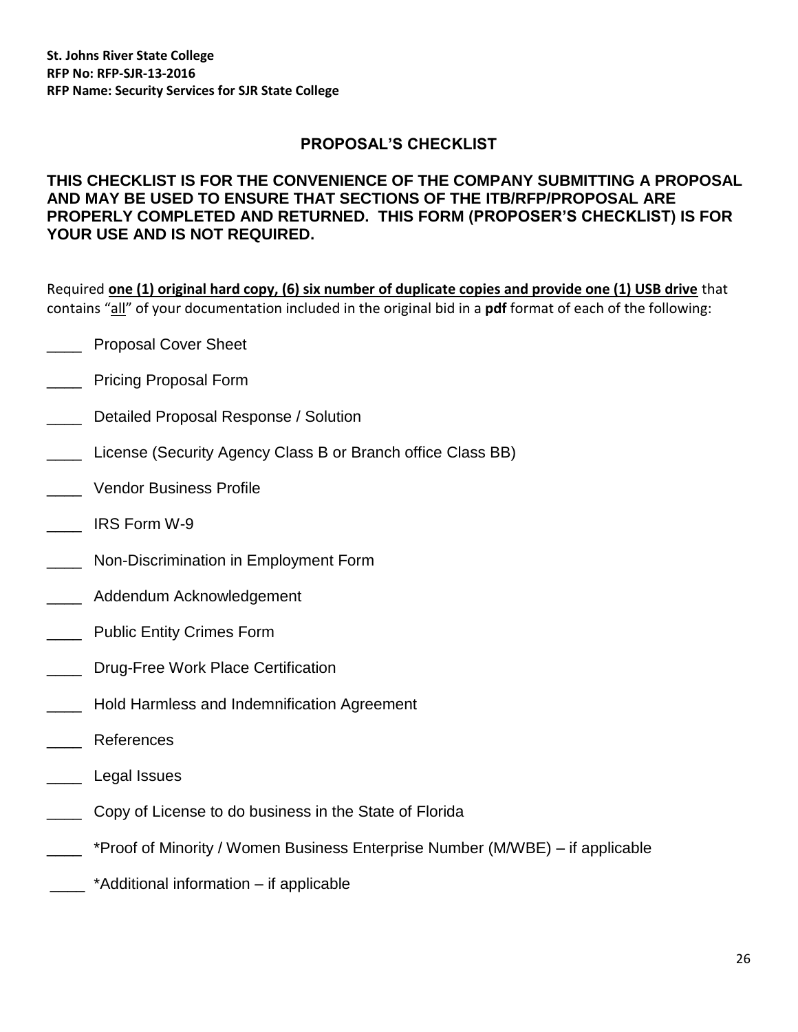**St. Johns River State College**
**RFP No: RFP-SJR-13-2016**
**RFP Name: Security Services for SJR State College**

## PROPOSAL'S CHECKLIST

**THIS CHECKLIST IS FOR THE CONVENIENCE OF THE COMPANY SUBMITTING A PROPOSAL AND MAY BE USED TO ENSURE THAT SECTIONS OF THE ITB/RFP/PROPOSAL ARE PROPERLY COMPLETED AND RETURNED. THIS FORM (PROPOSER'S CHECKLIST) IS FOR YOUR USE AND IS NOT REQUIRED.**

Required **one (1) original hard copy, (6) six number of duplicate copies and provide one (1) USB drive** that contains "all" of your documentation included in the original bid in a **pdf** format of each of the following:

____ Proposal Cover Sheet

____ Pricing Proposal Form

____ Detailed Proposal Response / Solution

____ License (Security Agency Class B or Branch office Class BB)

____ Vendor Business Profile

____ IRS Form W-9

____ Non-Discrimination in Employment Form

____ Addendum Acknowledgement

____ Public Entity Crimes Form

____ Drug-Free Work Place Certification

____ Hold Harmless and Indemnification Agreement

____ References

____ Legal Issues

____ Copy of License to do business in the State of Florida

____ *Proof of Minority / Women Business Enterprise Number (M/WBE) – if applicable

____ *Additional information – if applicable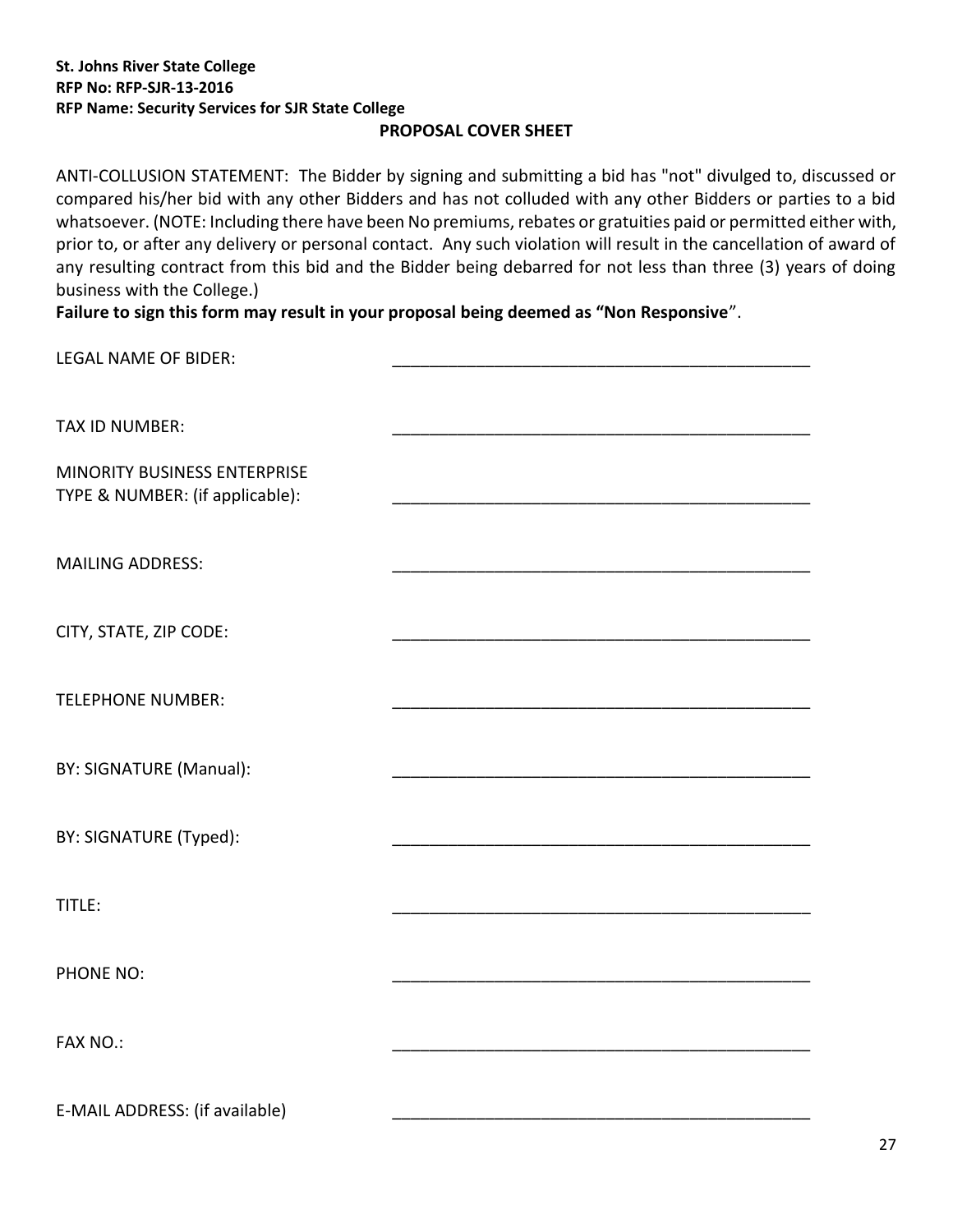**St. Johns River State College**
**RFP No: RFP-SJR-13-2016**
**RFP Name: Security Services for SJR State College**

## PROPOSAL COVER SHEET

ANTI-COLLUSION STATEMENT: The Bidder by signing and submitting a bid has "not" divulged to, discussed or compared his/her bid with any other Bidders and has not colluded with any other Bidders or parties to a bid whatsoever. (NOTE: Including there have been No premiums, rebates or gratuities paid or permitted either with, prior to, or after any delivery or personal contact. Any such violation will result in the cancellation of award of any resulting contract from this bid and the Bidder being debarred for not less than three (3) years of doing business with the College.)

**Failure to sign this form may result in your proposal being deemed as "Non Responsive"**.

LEGAL NAME OF BIDER: ______________________________________________

TAX ID NUMBER: ______________________________________________

MINORITY BUSINESS ENTERPRISE
TYPE & NUMBER: (if applicable): ______________________________________________

MAILING ADDRESS: ______________________________________________

CITY, STATE, ZIP CODE: ______________________________________________

TELEPHONE NUMBER: ______________________________________________

BY: SIGNATURE (Manual): ______________________________________________

BY: SIGNATURE (Typed): ______________________________________________

TITLE: ______________________________________________

PHONE NO: ______________________________________________

FAX NO.: ______________________________________________

E-MAIL ADDRESS: (if available) ______________________________________________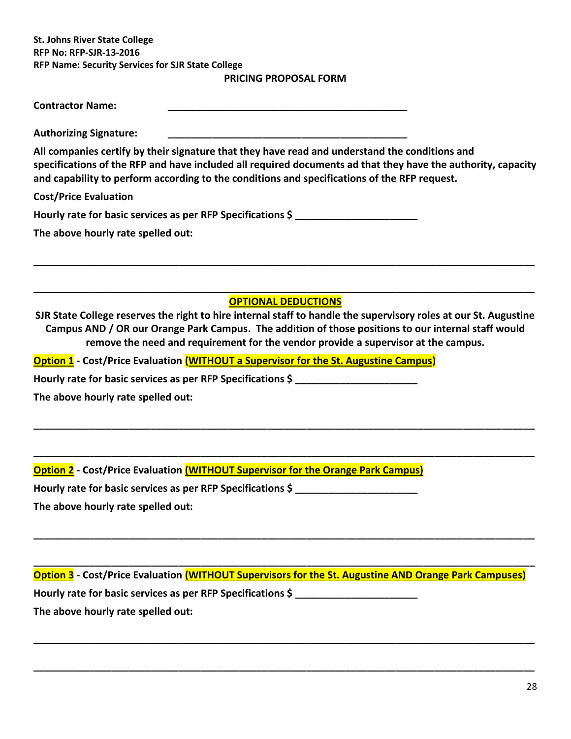**St. Johns River State College**
**RFP No: RFP-SJR-13-2016**
**RFP Name: Security Services for SJR State College**

**PRICING PROPOSAL FORM**

**Contractor Name:** ____________________________________________

**Authorizing Signature:** ____________________________________________

**All companies certify by their signature that they have read and understand the conditions and specifications of the RFP and have included all required documents ad that they have the authority, capacity and capability to perform according to the conditions and specifications of the RFP request.**

**Cost/Price Evaluation**

**Hourly rate for basic services as per RFP Specifications $** ______________________

**The above hourly rate spelled out:**

_____________________________________________________________________________________

_____________________________________________________________________________________

**OPTIONAL DEDUCTIONS**

**SJR State College reserves the right to hire internal staff to handle the supervisory roles at our St. Augustine Campus AND / OR our Orange Park Campus. The addition of those positions to our internal staff would remove the need and requirement for the vendor provide a supervisor at the campus.**

**Option 1 - Cost/Price Evaluation (WITHOUT a Supervisor for the St. Augustine Campus)**

**Hourly rate for basic services as per RFP Specifications $** ______________________

**The above hourly rate spelled out:**

_____________________________________________________________________________________

_____________________________________________________________________________________

**Option 2 - Cost/Price Evaluation (WITHOUT Supervisor for the Orange Park Campus)**

**Hourly rate for basic services as per RFP Specifications $** ______________________

**The above hourly rate spelled out:**

_____________________________________________________________________________________

_____________________________________________________________________________________

**Option 3 - Cost/Price Evaluation (WITHOUT Supervisors for the St. Augustine AND Orange Park Campuses)**

**Hourly rate for basic services as per RFP Specifications $** ______________________

**The above hourly rate spelled out:**

_____________________________________________________________________________________

_____________________________________________________________________________________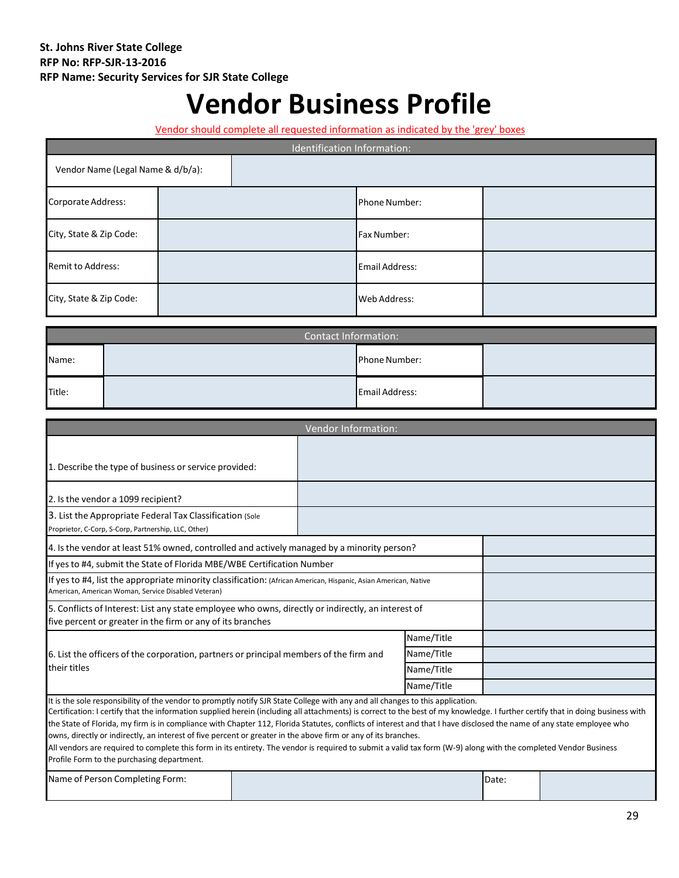**St. Johns River State College**
**RFP No: RFP-SJR-13-2016**
**RFP Name: Security Services for SJR State College**

# Vendor Business Profile

Vendor should complete all requested information as indicated by the 'grey' boxes

| Identification Information: | | | |
|---|---|---|---|
| Vendor Name (Legal Name & d/b/a): | | | |
| Corporate Address: | | Phone Number: | |
| City, State & Zip Code: | | Fax Number: | |
| Remit to Address: | | Email Address: | |
| City, State & Zip Code: | | Web Address: | |

| Contact Information: | | | |
|---|---|---|---|
| Name: | | Phone Number: | |
| Title: | | Email Address: | |

| Vendor Information: | | |
|---|---|---|
| 1. Describe the type of business or service provided: | | |
| 2. Is the vendor a 1099 recipient? | | |
| 3. List the Appropriate Federal Tax Classification (Sole Proprietor, C-Corp, S-Corp, Partnership, LLC, Other) | | |
| 4. Is the vendor at least 51% owned, controlled and actively managed by a minority person? | | |
| If yes to #4, submit the State of Florida MBE/WBE Certification Number | | |
| If yes to #4, list the appropriate minority classification: (African American, Hispanic, Asian American, Native American, American Woman, Service Disabled Veteran) | | |
| 5. Conflicts of Interest: List any state employee who owns, directly or indirectly, an interest of five percent or greater in the firm or any of its branches | | |
| 6. List the officers of the corporation, partners or principal members of the firm and their titles | Name/Title | |
| | Name/Title | |
| | Name/Title | |
| | Name/Title | |

It is the sole responsibility of the vendor to promptly notify SJR State College with any and all changes to this application.
Certification: I certify that the information supplied herein (including all attachments) is correct to the best of my knowledge. I further certify that in doing business with the State of Florida, my firm is in compliance with Chapter 112, Florida Statutes, conflicts of interest and that I have disclosed the name of any state employee who owns, directly or indirectly, an interest of five percent or greater in the above firm or any of its branches.
All vendors are required to complete this form in its entirety. The vendor is required to submit a valid tax form (W-9) along with the completed Vendor Business Profile Form to the purchasing department.

| Name of Person Completing Form: | | Date: | |
|---|---|---|---|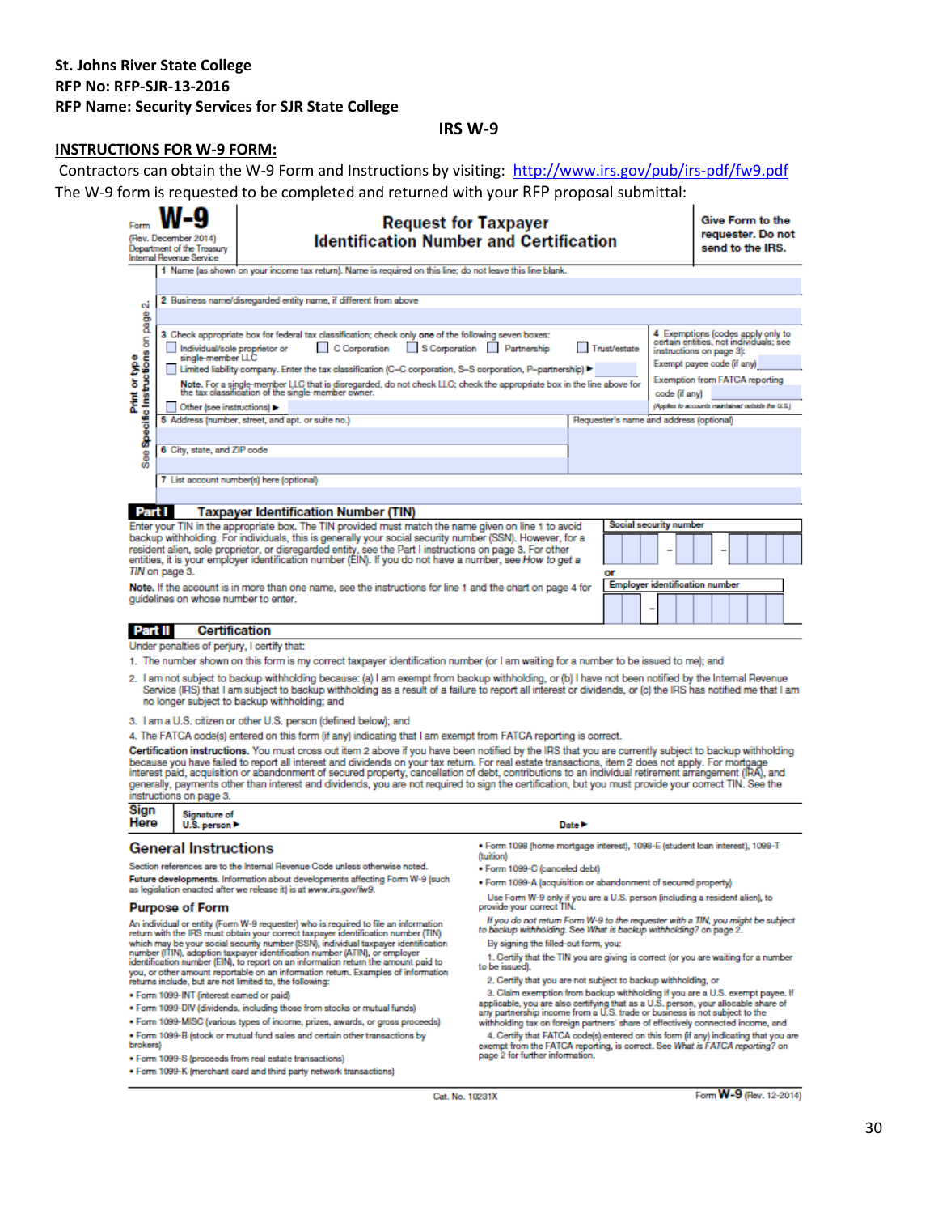**St. Johns River State College**
**RFP No: RFP-SJR-13-2016**
**RFP Name: Security Services for SJR State College**

**IRS W-9**

**INSTRUCTIONS FOR W-9 FORM:**

Contractors can obtain the W-9 Form and Instructions by visiting: http://www.irs.gov/pub/irs-pdf/fw9.pdf

The W-9 form is requested to be completed and returned with your RFP proposal submittal:

Form **W-9** (Rev. December 2014) Department of the Treasury Internal Revenue Service

# Request for Taxpayer Identification Number and Certification

**Give Form to the requester. Do not send to the IRS.**

Print or type — See **Specific Instructions** on page 2.

1 Name (as shown on your income tax return). Name is required on this line; do not leave this line blank.

2 Business name/disregarded entity name, if different from above

3 Check appropriate box for federal tax classification; check only **one** of the following seven boxes:
☐ Individual/sole proprietor or single-member LLC ☐ C Corporation ☐ S Corporation ☐ Partnership ☐ Trust/estate
☐ Limited liability company. Enter the tax classification (C=C corporation, S=S corporation, P=partnership) ▶
**Note.** For a single-member LLC that is disregarded, do not check LLC; check the appropriate box in the line above for the tax classification of the single-member owner.
☐ Other (see instructions) ▶

4 Exemptions (codes apply only to certain entities, not individuals; see instructions on page 3):
Exempt payee code (if any)
Exemption from FATCA reporting code (if any)
(Applies to accounts maintained outside the U.S.)

5 Address (number, street, and apt. or suite no.)

Requester's name and address (optional)

6 City, state, and ZIP code

7 List account number(s) here (optional)

**Part I Taxpayer Identification Number (TIN)**

Enter your TIN in the appropriate box. The TIN provided must match the name given on line 1 to avoid backup withholding. For individuals, this is generally your social security number (SSN). However, for a resident alien, sole proprietor, or disregarded entity, see the Part I instructions on page 3. For other entities, it is your employer identification number (EIN). If you do not have a number, see *How to get a TIN* on page 3.

**Note.** If the account is in more than one name, see the instructions for line 1 and the chart on page 4 for guidelines on whose number to enter.

**Social security number**

or

**Employer identification number**

**Part II Certification**

Under penalties of perjury, I certify that:

1. The number shown on this form is my correct taxpayer identification number (or I am waiting for a number to be issued to me); and
2. I am not subject to backup withholding because: (a) I am exempt from backup withholding, or (b) I have not been notified by the Internal Revenue Service (IRS) that I am subject to backup withholding as a result of a failure to report all interest or dividends, or (c) the IRS has notified me that I am no longer subject to backup withholding; and
3. I am a U.S. citizen or other U.S. person (defined below); and
4. The FATCA code(s) entered on this form (if any) indicating that I am exempt from FATCA reporting is correct.

**Certification instructions.** You must cross out item 2 above if you have been notified by the IRS that you are currently subject to backup withholding because you have failed to report all interest and dividends on your tax return. For real estate transactions, item 2 does not apply. For mortgage interest paid, acquisition or abandonment of secured property, cancellation of debt, contributions to an individual retirement arrangement (IRA), and generally, payments other than interest and dividends, you are not required to sign the certification, but you must provide your correct TIN. See the instructions on page 3.

**Sign Here** | **Signature of U.S. person** ▶ | **Date** ▶

## General Instructions

Section references are to the Internal Revenue Code unless otherwise noted.

**Future developments.** Information about developments affecting Form W-9 (such as legislation enacted after we release it) is at *www.irs.gov/fw9*.

### Purpose of Form

An individual or entity (Form W-9 requester) who is required to file an information return with the IRS must obtain your correct taxpayer identification number (TIN) which may be your social security number (SSN), individual taxpayer identification number (ITIN), adoption taxpayer identification number (ATIN), or employer identification number (EIN), to report on an information return the amount paid to you, or other amount reportable on an information return. Examples of information returns include, but are not limited to, the following:

- Form 1099-INT (interest earned or paid)
- Form 1099-DIV (dividends, including those from stocks or mutual funds)
- Form 1099-MISC (various types of income, prizes, awards, or gross proceeds)
- Form 1099-B (stock or mutual fund sales and certain other transactions by brokers)
- Form 1099-S (proceeds from real estate transactions)
- Form 1099-K (merchant card and third party network transactions)
- Form 1098 (home mortgage interest), 1098-E (student loan interest), 1098-T (tuition)
- Form 1099-C (canceled debt)
- Form 1099-A (acquisition or abandonment of secured property)

Use Form W-9 only if you are a U.S. person (including a resident alien), to provide your correct TIN.

*If you do not return Form W-9 to the requester with a TIN, you might be subject to backup withholding. See What is backup withholding? on page 2.*

By signing the filled-out form, you:

1. Certify that the TIN you are giving is correct (or you are waiting for a number to be issued),
2. Certify that you are not subject to backup withholding, or
3. Claim exemption from backup withholding if you are a U.S. exempt payee. If applicable, you are also certifying that as a U.S. person, your allocable share of any partnership income from a U.S. trade or business is not subject to the withholding tax on foreign partners' share of effectively connected income, and
4. Certify that FATCA code(s) entered on this form (if any) indicating that you are exempt from the FATCA reporting, is correct. See *What is FATCA reporting?* on page 2 for further information.

Cat. No. 10231X    Form **W-9** (Rev. 12-2014)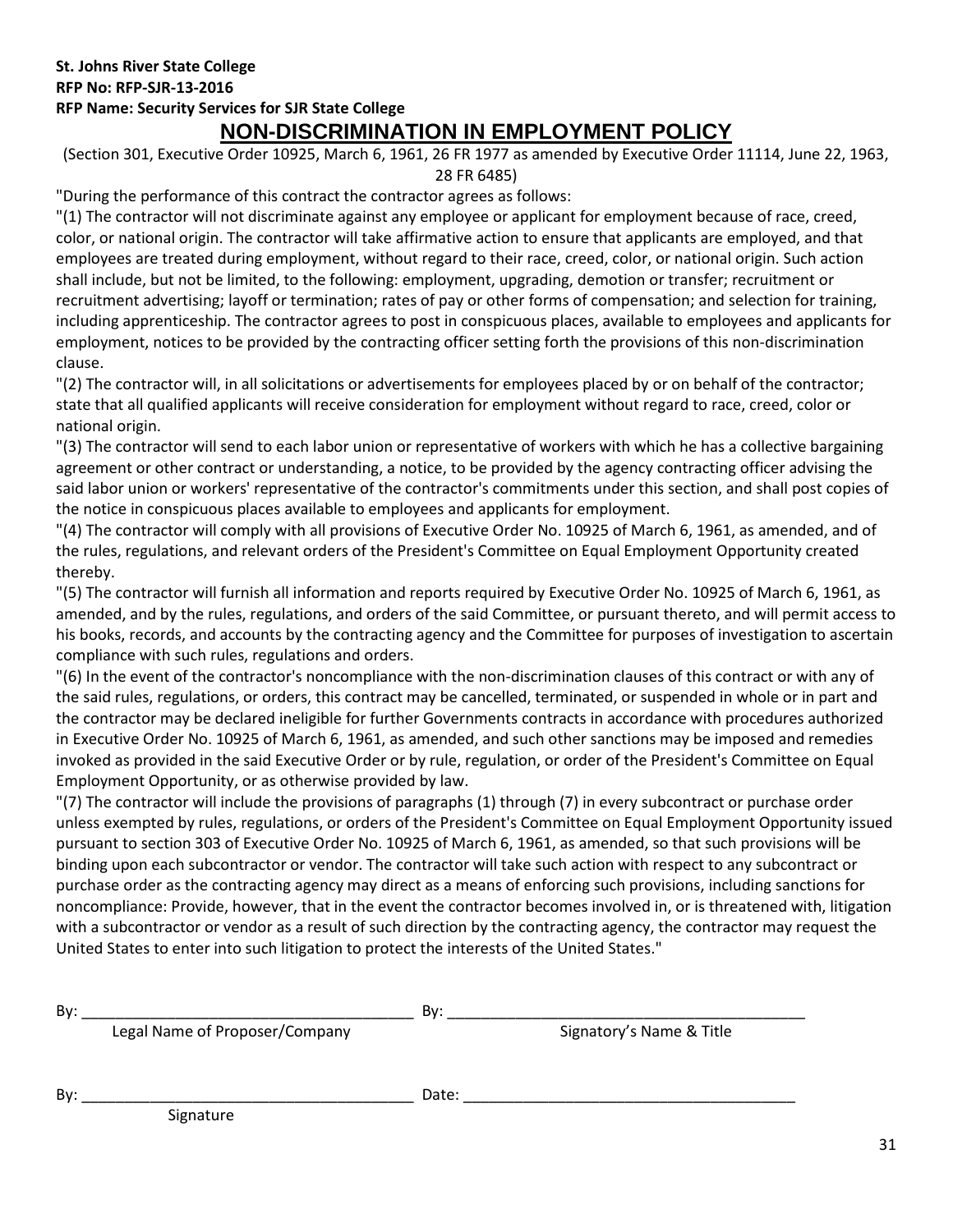**St. Johns River State College**
**RFP No: RFP-SJR-13-2016**
**RFP Name: Security Services for SJR State College**

# NON-DISCRIMINATION IN EMPLOYMENT POLICY

(Section 301, Executive Order 10925, March 6, 1961, 26 FR 1977 as amended by Executive Order 11114, June 22, 1963, 28 FR 6485)

"During the performance of this contract the contractor agrees as follows:

"(1) The contractor will not discriminate against any employee or applicant for employment because of race, creed, color, or national origin. The contractor will take affirmative action to ensure that applicants are employed, and that employees are treated during employment, without regard to their race, creed, color, or national origin. Such action shall include, but not be limited, to the following: employment, upgrading, demotion or transfer; recruitment or recruitment advertising; layoff or termination; rates of pay or other forms of compensation; and selection for training, including apprenticeship. The contractor agrees to post in conspicuous places, available to employees and applicants for employment, notices to be provided by the contracting officer setting forth the provisions of this non-discrimination clause.

"(2) The contractor will, in all solicitations or advertisements for employees placed by or on behalf of the contractor; state that all qualified applicants will receive consideration for employment without regard to race, creed, color or national origin.

"(3) The contractor will send to each labor union or representative of workers with which he has a collective bargaining agreement or other contract or understanding, a notice, to be provided by the agency contracting officer advising the said labor union or workers' representative of the contractor's commitments under this section, and shall post copies of the notice in conspicuous places available to employees and applicants for employment.

"(4) The contractor will comply with all provisions of Executive Order No. 10925 of March 6, 1961, as amended, and of the rules, regulations, and relevant orders of the President's Committee on Equal Employment Opportunity created thereby.

"(5) The contractor will furnish all information and reports required by Executive Order No. 10925 of March 6, 1961, as amended, and by the rules, regulations, and orders of the said Committee, or pursuant thereto, and will permit access to his books, records, and accounts by the contracting agency and the Committee for purposes of investigation to ascertain compliance with such rules, regulations and orders.

"(6) In the event of the contractor's noncompliance with the non-discrimination clauses of this contract or with any of the said rules, regulations, or orders, this contract may be cancelled, terminated, or suspended in whole or in part and the contractor may be declared ineligible for further Governments contracts in accordance with procedures authorized in Executive Order No. 10925 of March 6, 1961, as amended, and such other sanctions may be imposed and remedies invoked as provided in the said Executive Order or by rule, regulation, or order of the President's Committee on Equal Employment Opportunity, or as otherwise provided by law.

"(7) The contractor will include the provisions of paragraphs (1) through (7) in every subcontract or purchase order unless exempted by rules, regulations, or orders of the President's Committee on Equal Employment Opportunity issued pursuant to section 303 of Executive Order No. 10925 of March 6, 1961, as amended, so that such provisions will be binding upon each subcontractor or vendor. The contractor will take such action with respect to any subcontract or purchase order as the contracting agency may direct as a means of enforcing such provisions, including sanctions for noncompliance: Provide, however, that in the event the contractor becomes involved in, or is threatened with, litigation with a subcontractor or vendor as a result of such direction by the contracting agency, the contractor may request the United States to enter into such litigation to protect the interests of the United States."

By: ________________________________________ By: ________________________________________
Legal Name of Proposer/Company Signatory's Name & Title

By: ________________________________________ Date: ________________________________________
Signature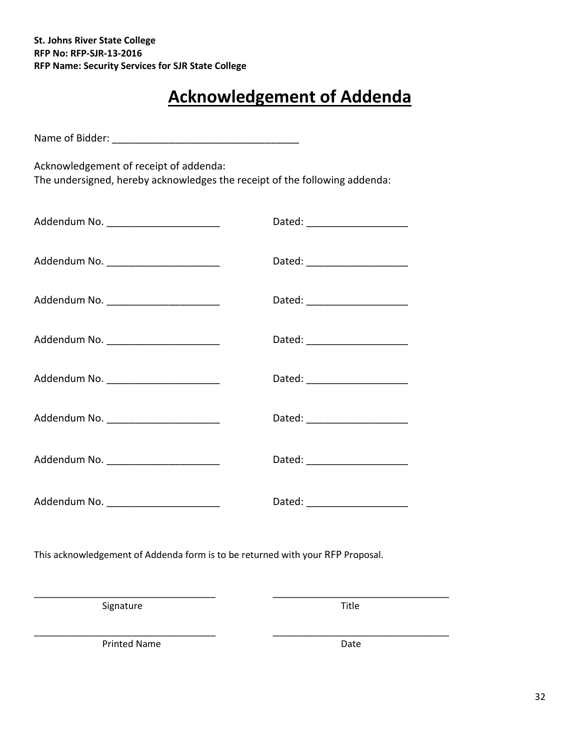**St. Johns River State College**
**RFP No: RFP-SJR-13-2016**
**RFP Name: Security Services for SJR State College**

# Acknowledgement of Addenda

Name of Bidder: ________________________________

Acknowledgement of receipt of addenda:
The undersigned, hereby acknowledges the receipt of the following addenda:

Addendum No. ____________________ Dated: __________________

Addendum No. ____________________ Dated: __________________

Addendum No. ____________________ Dated: __________________

Addendum No. ____________________ Dated: __________________

Addendum No. ____________________ Dated: __________________

Addendum No. ____________________ Dated: __________________

Addendum No. ____________________ Dated: __________________

Addendum No. ____________________ Dated: __________________

This acknowledgement of Addenda form is to be returned with your RFP Proposal.

_________________________________ _________________________________
Signature Title

_________________________________ _________________________________
Printed Name Date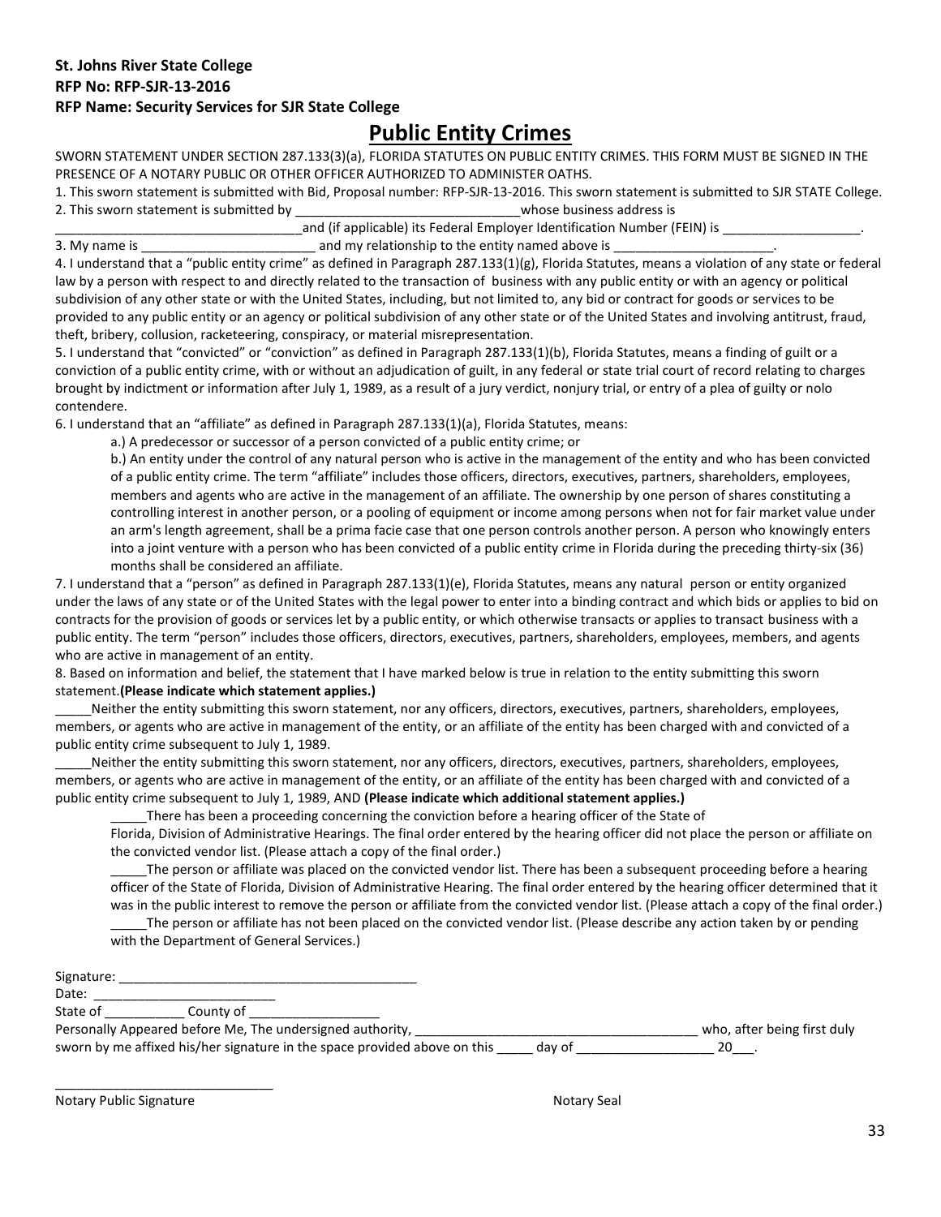**St. Johns River State College**
**RFP No: RFP-SJR-13-2016**
**RFP Name: Security Services for SJR State College**

# Public Entity Crimes

SWORN STATEMENT UNDER SECTION 287.133(3)(a), FLORIDA STATUTES ON PUBLIC ENTITY CRIMES. THIS FORM MUST BE SIGNED IN THE PRESENCE OF A NOTARY PUBLIC OR OTHER OFFICER AUTHORIZED TO ADMINISTER OATHS.

1. This sworn statement is submitted with Bid, Proposal number: RFP-SJR-13-2016. This sworn statement is submitted to SJR STATE College.

2. This sworn statement is submitted by ______________________________whose business address is __________________________________and (if applicable) its Federal Employer Identification Number (FEIN) is ___________________.

3. My name is _______________________ and my relationship to the entity named above is ______________________.

4. I understand that a "public entity crime" as defined in Paragraph 287.133(1)(g), Florida Statutes, means a violation of any state or federal law by a person with respect to and directly related to the transaction of business with any public entity or with an agency or political subdivision of any other state or with the United States, including, but not limited to, any bid or contract for goods or services to be provided to any public entity or an agency or political subdivision of any other state or of the United States and involving antitrust, fraud, theft, bribery, collusion, racketeering, conspiracy, or material misrepresentation.

5. I understand that "convicted" or "conviction" as defined in Paragraph 287.133(1)(b), Florida Statutes, means a finding of guilt or a conviction of a public entity crime, with or without an adjudication of guilt, in any federal or state trial court of record relating to charges brought by indictment or information after July 1, 1989, as a result of a jury verdict, nonjury trial, or entry of a plea of guilty or nolo contendere.

6. I understand that an "affiliate" as defined in Paragraph 287.133(1)(a), Florida Statutes, means:

   a.) A predecessor or successor of a person convicted of a public entity crime; or

   b.) An entity under the control of any natural person who is active in the management of the entity and who has been convicted of a public entity crime. The term "affiliate" includes those officers, directors, executives, partners, shareholders, employees, members and agents who are active in the management of an affiliate. The ownership by one person of shares constituting a controlling interest in another person, or a pooling of equipment or income among persons when not for fair market value under an arm's length agreement, shall be a prima facie case that one person controls another person. A person who knowingly enters into a joint venture with a person who has been convicted of a public entity crime in Florida during the preceding thirty-six (36) months shall be considered an affiliate.

7. I understand that a "person" as defined in Paragraph 287.133(1)(e), Florida Statutes, means any natural person or entity organized under the laws of any state or of the United States with the legal power to enter into a binding contract and which bids or applies to bid on contracts for the provision of goods or services let by a public entity, or which otherwise transacts or applies to transact business with a public entity. The term "person" includes those officers, directors, executives, partners, shareholders, employees, members, and agents who are active in management of an entity.

8. Based on information and belief, the statement that I have marked below is true in relation to the entity submitting this sworn statement.**(Please indicate which statement applies.)**

_____Neither the entity submitting this sworn statement, nor any officers, directors, executives, partners, shareholders, employees, members, or agents who are active in management of the entity, or an affiliate of the entity has been charged with and convicted of a public entity crime subsequent to July 1, 1989.

_____Neither the entity submitting this sworn statement, nor any officers, directors, executives, partners, shareholders, employees, members, or agents who are active in management of the entity, or an affiliate of the entity has been charged with and convicted of a public entity crime subsequent to July 1, 1989, AND **(Please indicate which additional statement applies.)**

   _____There has been a proceeding concerning the conviction before a hearing officer of the State of Florida, Division of Administrative Hearings. The final order entered by the hearing officer did not place the person or affiliate on the convicted vendor list. (Please attach a copy of the final order.)

   _____The person or affiliate was placed on the convicted vendor list. There has been a subsequent proceeding before a hearing officer of the State of Florida, Division of Administrative Hearing. The final order entered by the hearing officer determined that it was in the public interest to remove the person or affiliate from the convicted vendor list. (Please attach a copy of the final order.)

   _____The person or affiliate has not been placed on the convicted vendor list. (Please describe any action taken by or pending with the Department of General Services.)

Signature: _________________________________________

Date: _________________________

State of ___________ County of __________________

Personally Appeared before Me, The undersigned authority, ______________________________________ who, after being first duly sworn by me affixed his/her signature in the space provided above on this _____ day of __________________ 20___.

______________________________

Notary Public Signature Notary Seal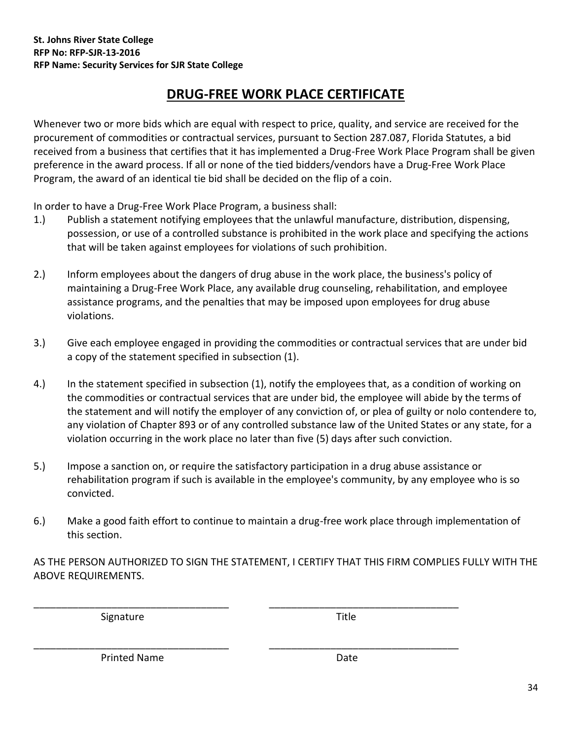**St. Johns River State College**
**RFP No: RFP-SJR-13-2016**
**RFP Name: Security Services for SJR State College**

# DRUG-FREE WORK PLACE CERTIFICATE

Whenever two or more bids which are equal with respect to price, quality, and service are received for the procurement of commodities or contractual services, pursuant to Section 287.087, Florida Statutes, a bid received from a business that certifies that it has implemented a Drug-Free Work Place Program shall be given preference in the award process. If all or none of the tied bidders/vendors have a Drug-Free Work Place Program, the award of an identical tie bid shall be decided on the flip of a coin.

In order to have a Drug-Free Work Place Program, a business shall:

1.) Publish a statement notifying employees that the unlawful manufacture, distribution, dispensing, possession, or use of a controlled substance is prohibited in the work place and specifying the actions that will be taken against employees for violations of such prohibition.

2.) Inform employees about the dangers of drug abuse in the work place, the business's policy of maintaining a Drug-Free Work Place, any available drug counseling, rehabilitation, and employee assistance programs, and the penalties that may be imposed upon employees for drug abuse violations.

3.) Give each employee engaged in providing the commodities or contractual services that are under bid a copy of the statement specified in subsection (1).

4.) In the statement specified in subsection (1), notify the employees that, as a condition of working on the commodities or contractual services that are under bid, the employee will abide by the terms of the statement and will notify the employer of any conviction of, or plea of guilty or nolo contendere to, any violation of Chapter 893 or of any controlled substance law of the United States or any state, for a violation occurring in the work place no later than five (5) days after such conviction.

5.) Impose a sanction on, or require the satisfactory participation in a drug abuse assistance or rehabilitation program if such is available in the employee's community, by any employee who is so convicted.

6.) Make a good faith effort to continue to maintain a drug-free work place through implementation of this section.

AS THE PERSON AUTHORIZED TO SIGN THE STATEMENT, I CERTIFY THAT THIS FIRM COMPLIES FULLY WITH THE ABOVE REQUIREMENTS.

\_\_\_\_\_\_\_\_\_\_\_\_\_\_\_\_\_\_\_\_\_\_\_\_\_\_\_\_\_\_\_\_\_\_\_ \_\_\_\_\_\_\_\_\_\_\_\_\_\_\_\_\_\_\_\_\_\_\_\_\_\_\_\_\_\_\_\_\_\_\_
Signature Title

\_\_\_\_\_\_\_\_\_\_\_\_\_\_\_\_\_\_\_\_\_\_\_\_\_\_\_\_\_\_\_\_\_\_\_ \_\_\_\_\_\_\_\_\_\_\_\_\_\_\_\_\_\_\_\_\_\_\_\_\_\_\_\_\_\_\_\_\_\_\_
Printed Name Date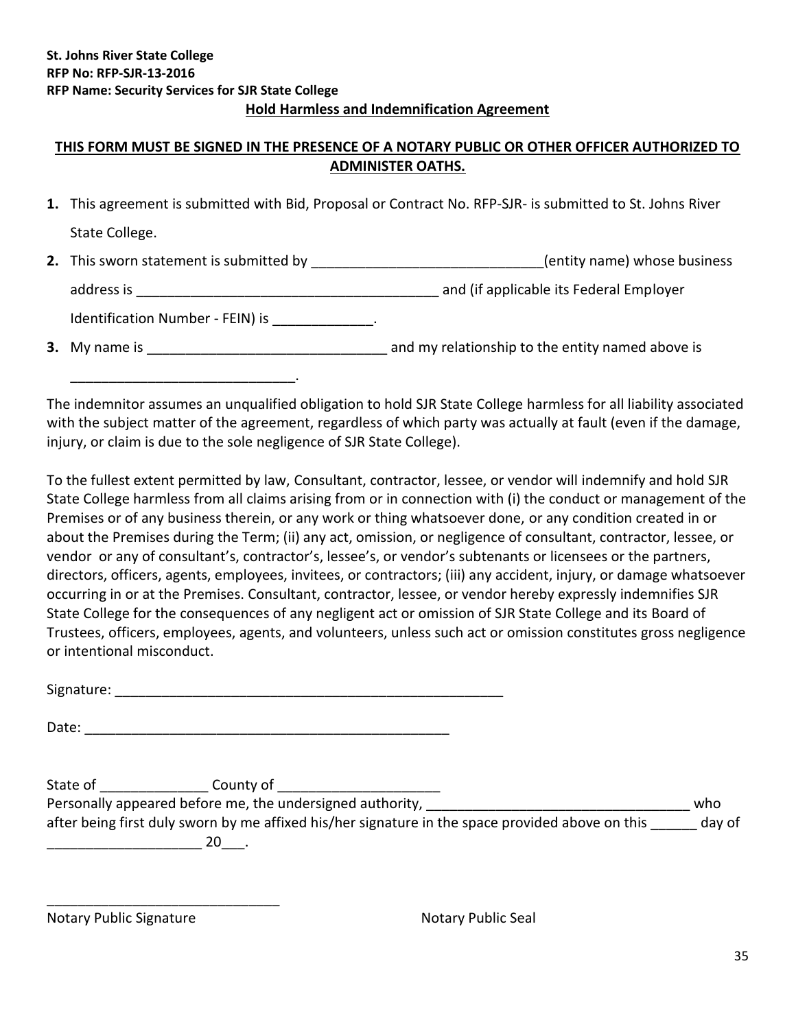**St. Johns River State College**
**RFP No: RFP-SJR-13-2016**
**RFP Name: Security Services for SJR State College**

**Hold Harmless and Indemnification Agreement**

**THIS FORM MUST BE SIGNED IN THE PRESENCE OF A NOTARY PUBLIC OR OTHER OFFICER AUTHORIZED TO ADMINISTER OATHS.**

1. This agreement is submitted with Bid, Proposal or Contract No. RFP-SJR- is submitted to St. Johns River State College.
2. This sworn statement is submitted by ______________________________(entity name) whose business address is ________________________________________ and (if applicable its Federal Employer Identification Number - FEIN) is _____________.
3. My name is _______________________________ and my relationship to the entity named above is _____________________________.

The indemnitor assumes an unqualified obligation to hold SJR State College harmless for all liability associated with the subject matter of the agreement, regardless of which party was actually at fault (even if the damage, injury, or claim is due to the sole negligence of SJR State College).

To the fullest extent permitted by law, Consultant, contractor, lessee, or vendor will indemnify and hold SJR State College harmless from all claims arising from or in connection with (i) the conduct or management of the Premises or of any business therein, or any work or thing whatsoever done, or any condition created in or about the Premises during the Term; (ii) any act, omission, or negligence of consultant, contractor, lessee, or vendor or any of consultant's, contractor's, lessee's, or vendor's subtenants or licensees or the partners, directors, officers, agents, employees, invitees, or contractors; (iii) any accident, injury, or damage whatsoever occurring in or at the Premises. Consultant, contractor, lessee, or vendor hereby expressly indemnifies SJR State College for the consequences of any negligent act or omission of SJR State College and its Board of Trustees, officers, employees, agents, and volunteers, unless such act or omission constitutes gross negligence or intentional misconduct.

Signature: ____________________________________________________

Date: _________________________________________________

State of ______________ County of _____________________
Personally appeared before me, the undersigned authority, __________________________________ who after being first duly sworn by me affixed his/her signature in the space provided above on this ______ day of ____________________ 20___.

_______________________________
Notary Public Signature

Notary Public Seal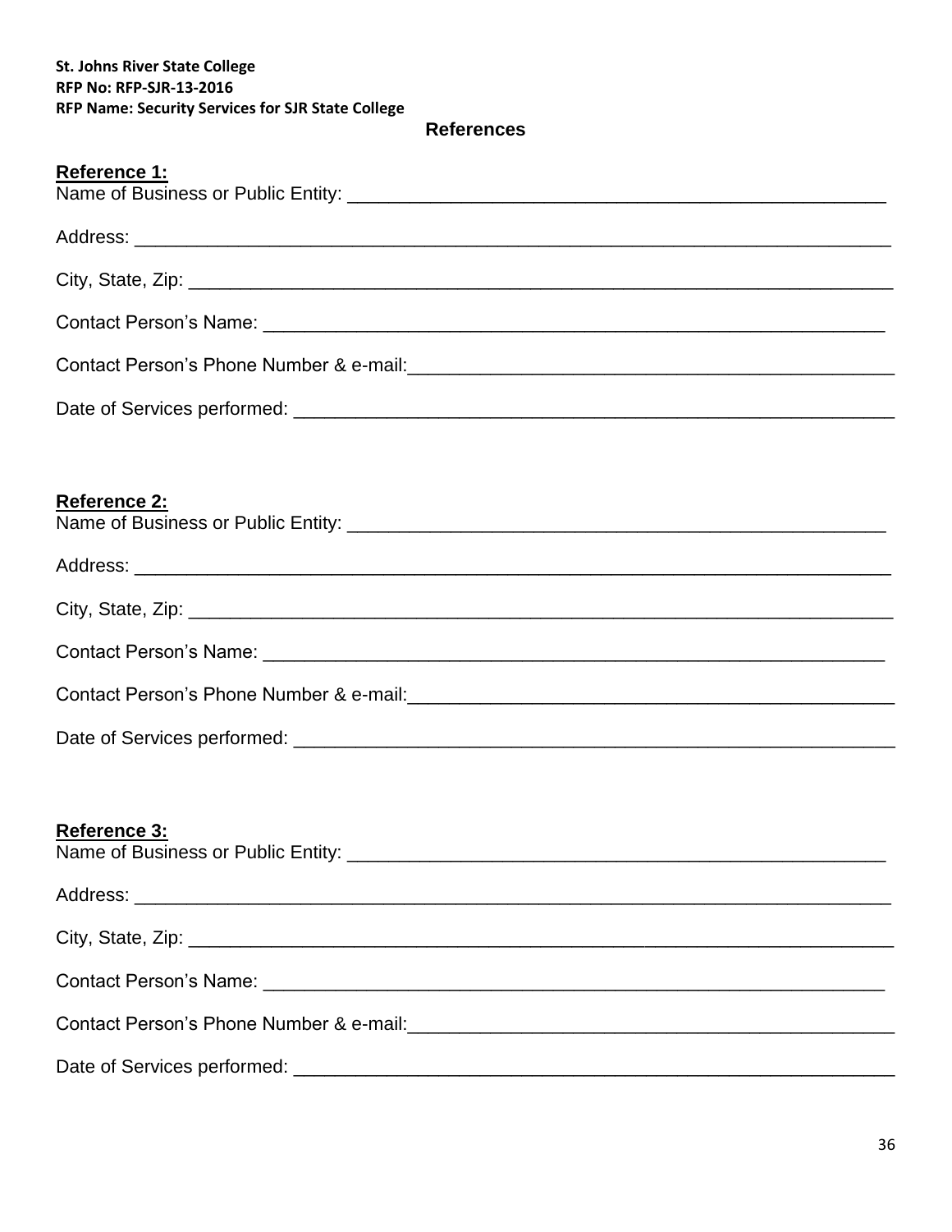**St. Johns River State College**
**RFP No: RFP-SJR-13-2016**
**RFP Name: Security Services for SJR State College**

## References

**Reference 1:**

Name of Business or Public Entity: ___________________________________________________

Address: _________________________________________________________________________

City, State, Zip: ____________________________________________________________________

Contact Person's Name: ______________________________________________________________

Contact Person's Phone Number & e-mail:_______________________________________________

Date of Services performed: ___________________________________________________________

**Reference 2:**

Name of Business or Public Entity: ___________________________________________________

Address: _________________________________________________________________________

City, State, Zip: ____________________________________________________________________

Contact Person's Name: ______________________________________________________________

Contact Person's Phone Number & e-mail:_______________________________________________

Date of Services performed: ___________________________________________________________

**Reference 3:**

Name of Business or Public Entity: ___________________________________________________

Address: _________________________________________________________________________

City, State, Zip: ____________________________________________________________________

Contact Person's Name: ______________________________________________________________

Contact Person's Phone Number & e-mail:_______________________________________________

Date of Services performed: ___________________________________________________________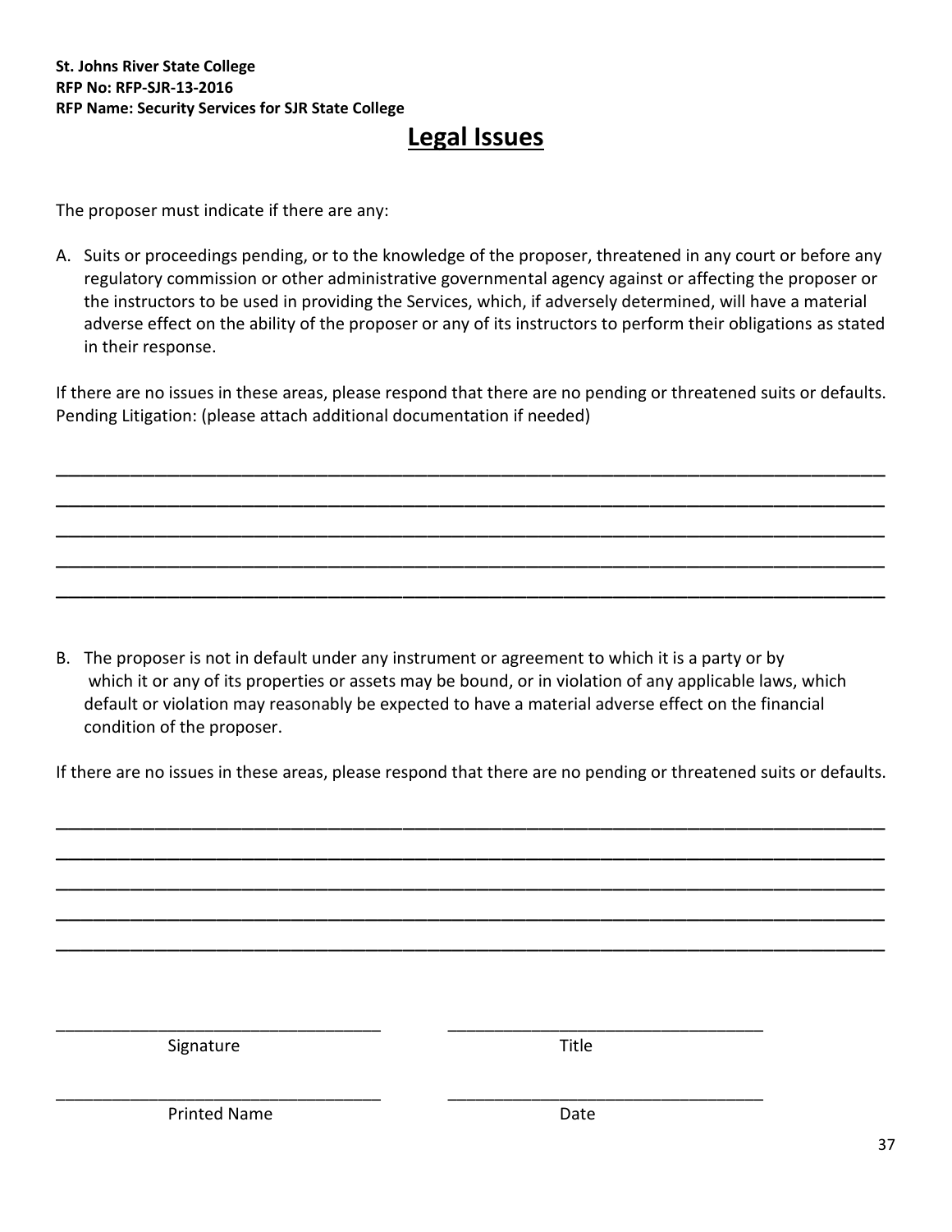**St. Johns River State College**
**RFP No: RFP-SJR-13-2016**
**RFP Name: Security Services for SJR State College**

# Legal Issues

The proposer must indicate if there are any:

A. Suits or proceedings pending, or to the knowledge of the proposer, threatened in any court or before any regulatory commission or other administrative governmental agency against or affecting the proposer or the instructors to be used in providing the Services, which, if adversely determined, will have a material adverse effect on the ability of the proposer or any of its instructors to perform their obligations as stated in their response.

If there are no issues in these areas, please respond that there are no pending or threatened suits or defaults.
Pending Litigation: (please attach additional documentation if needed)

\_\_\_\_\_\_\_\_\_\_\_\_\_\_\_\_\_\_\_\_\_\_\_\_\_\_\_\_\_\_\_\_\_\_\_\_\_\_\_\_\_\_\_\_\_\_\_\_\_\_\_\_\_\_\_\_\_\_\_\_\_\_\_\_\_\_\_\_\_\_\_\_\_\_\_\_\_\_

\_\_\_\_\_\_\_\_\_\_\_\_\_\_\_\_\_\_\_\_\_\_\_\_\_\_\_\_\_\_\_\_\_\_\_\_\_\_\_\_\_\_\_\_\_\_\_\_\_\_\_\_\_\_\_\_\_\_\_\_\_\_\_\_\_\_\_\_\_\_\_\_\_\_\_\_\_\_

\_\_\_\_\_\_\_\_\_\_\_\_\_\_\_\_\_\_\_\_\_\_\_\_\_\_\_\_\_\_\_\_\_\_\_\_\_\_\_\_\_\_\_\_\_\_\_\_\_\_\_\_\_\_\_\_\_\_\_\_\_\_\_\_\_\_\_\_\_\_\_\_\_\_\_\_\_\_

\_\_\_\_\_\_\_\_\_\_\_\_\_\_\_\_\_\_\_\_\_\_\_\_\_\_\_\_\_\_\_\_\_\_\_\_\_\_\_\_\_\_\_\_\_\_\_\_\_\_\_\_\_\_\_\_\_\_\_\_\_\_\_\_\_\_\_\_\_\_\_\_\_\_\_\_\_\_

\_\_\_\_\_\_\_\_\_\_\_\_\_\_\_\_\_\_\_\_\_\_\_\_\_\_\_\_\_\_\_\_\_\_\_\_\_\_\_\_\_\_\_\_\_\_\_\_\_\_\_\_\_\_\_\_\_\_\_\_\_\_\_\_\_\_\_\_\_\_\_\_\_\_\_\_\_\_

B. The proposer is not in default under any instrument or agreement to which it is a party or by which it or any of its properties or assets may be bound, or in violation of any applicable laws, which default or violation may reasonably be expected to have a material adverse effect on the financial condition of the proposer.

If there are no issues in these areas, please respond that there are no pending or threatened suits or defaults.

\_\_\_\_\_\_\_\_\_\_\_\_\_\_\_\_\_\_\_\_\_\_\_\_\_\_\_\_\_\_\_\_\_\_\_\_\_\_\_\_\_\_\_\_\_\_\_\_\_\_\_\_\_\_\_\_\_\_\_\_\_\_\_\_\_\_\_\_\_\_\_\_\_\_\_\_\_\_

\_\_\_\_\_\_\_\_\_\_\_\_\_\_\_\_\_\_\_\_\_\_\_\_\_\_\_\_\_\_\_\_\_\_\_\_\_\_\_\_\_\_\_\_\_\_\_\_\_\_\_\_\_\_\_\_\_\_\_\_\_\_\_\_\_\_\_\_\_\_\_\_\_\_\_\_\_\_

\_\_\_\_\_\_\_\_\_\_\_\_\_\_\_\_\_\_\_\_\_\_\_\_\_\_\_\_\_\_\_\_\_\_\_\_\_\_\_\_\_\_\_\_\_\_\_\_\_\_\_\_\_\_\_\_\_\_\_\_\_\_\_\_\_\_\_\_\_\_\_\_\_\_\_\_\_\_

\_\_\_\_\_\_\_\_\_\_\_\_\_\_\_\_\_\_\_\_\_\_\_\_\_\_\_\_\_\_\_\_\_\_\_\_\_\_\_\_\_\_\_\_\_\_\_\_\_\_\_\_\_\_\_\_\_\_\_\_\_\_\_\_\_\_\_\_\_\_\_\_\_\_\_\_\_\_

\_\_\_\_\_\_\_\_\_\_\_\_\_\_\_\_\_\_\_\_\_\_\_\_\_\_\_\_\_\_\_\_\_\_\_\_\_\_\_\_\_\_\_\_\_\_\_\_\_\_\_\_\_\_\_\_\_\_\_\_\_\_\_\_\_\_\_\_\_\_\_\_\_\_\_\_\_\_

| | |
|---|---|
| \_\_\_\_\_\_\_\_\_\_\_\_\_\_\_\_\_\_\_\_\_\_\_\_\_\_\_\_\_\_ | \_\_\_\_\_\_\_\_\_\_\_\_\_\_\_\_\_\_\_\_\_\_\_\_\_\_\_\_\_\_ |
| Signature | Title |
| \_\_\_\_\_\_\_\_\_\_\_\_\_\_\_\_\_\_\_\_\_\_\_\_\_\_\_\_\_\_ | \_\_\_\_\_\_\_\_\_\_\_\_\_\_\_\_\_\_\_\_\_\_\_\_\_\_\_\_\_\_ |
| Printed Name | Date |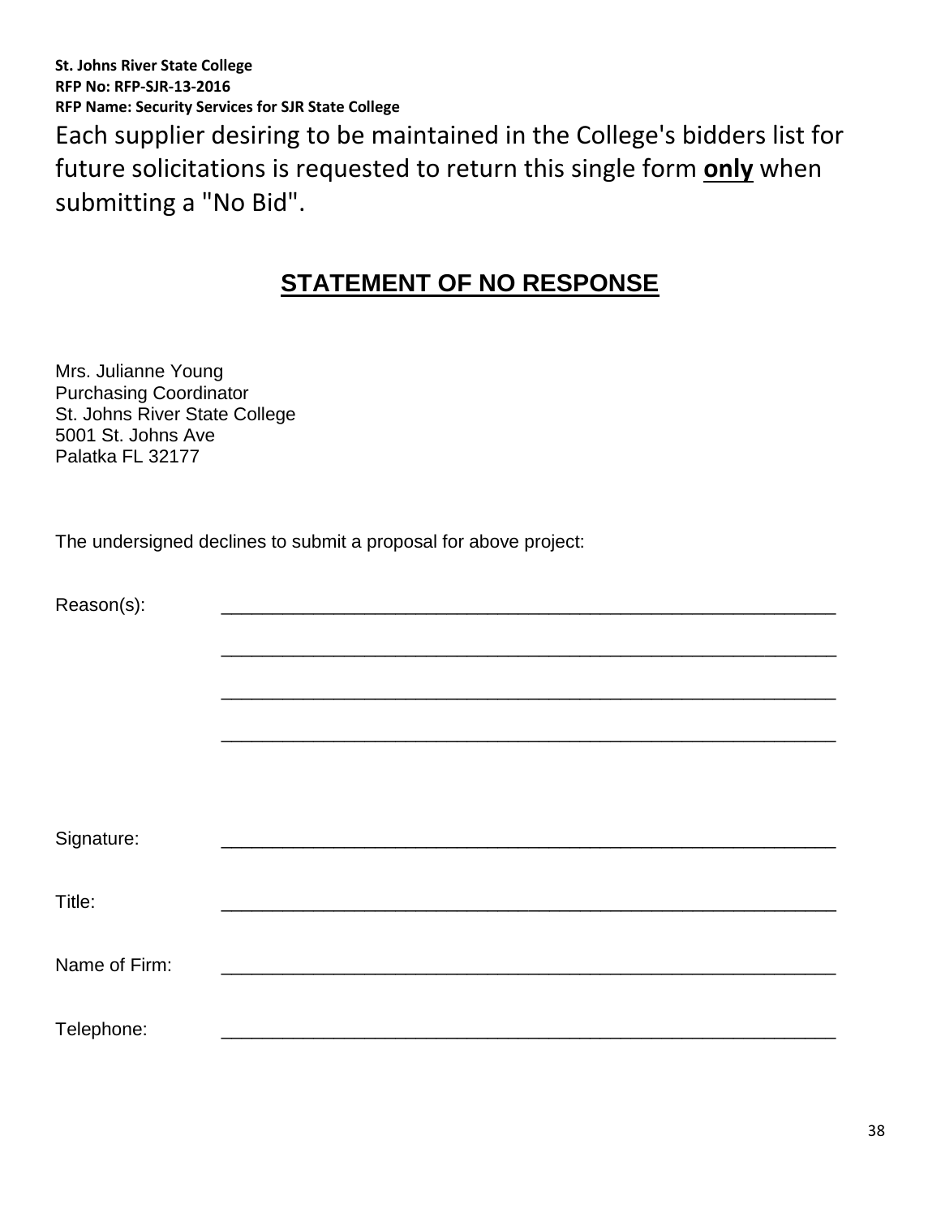**St. Johns River State College**
**RFP No: RFP-SJR-13-2016**
**RFP Name: Security Services for SJR State College**

Each supplier desiring to be maintained in the College's bidders list for future solicitations is requested to return this single form **only** when submitting a "No Bid".

# STATEMENT OF NO RESPONSE

Mrs. Julianne Young
Purchasing Coordinator
St. Johns River State College
5001 St. Johns Ave
Palatka FL 32177

The undersigned declines to submit a proposal for above project:

Reason(s): _______________________________________________

_______________________________________________

_______________________________________________

_______________________________________________

Signature: _______________________________________________

Title: _______________________________________________

Name of Firm: _______________________________________________

Telephone: _______________________________________________